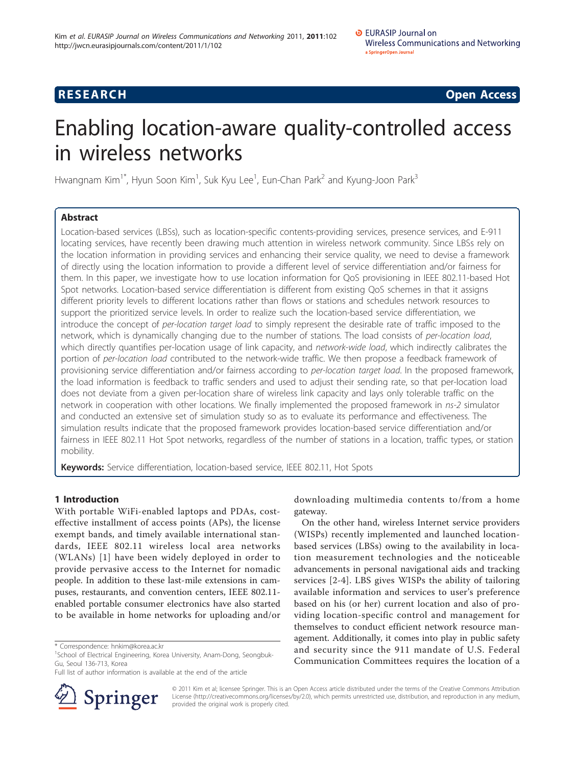RESEARCH Open Access

# Enabling location-aware quality-controlled access in wireless networks

Hwangnam Kim[1*], Hyun Soon Kim[1], Suk Kyu Lee[1], Eun-Chan Park[2] and Kyung-Joon Park[3]

## Abstract

Location-based services (LBSs), such as location-specific contents-providing services, presence services, and E-911 locating services, have recently been drawing much attention in wireless network community. Since LBSs rely on the location information in providing services and enhancing their service quality, we need to devise a framework of directly using the location information to provide a different level of service differentiation and/or fairness for them. In this paper, we investigate how to use location information for QoS provisioning in IEEE 802.11-based Hot Spot networks. Location-based service differentiation is different from existing QoS schemes in that it assigns different priority levels to different locations rather than flows or stations and schedules network resources to support the prioritized service levels. In order to realize such the location-based service differentiation, we introduce the concept of *per-location target load* to simply represent the desirable rate of traffic imposed to the network, which is dynamically changing due to the number of stations. The load consists of *per-location load*, which directly quantifies per-location usage of link capacity, and *network-wide load*, which indirectly calibrates the portion of *per-location load* contributed to the network-wide traffic. We then propose a feedback framework of provisioning service differentiation and/or fairness according to *per-location target load*. In the proposed framework, the load information is feedback to traffic senders and used to adjust their sending rate, so that per-location load does not deviate from a given per-location share of wireless link capacity and lays only tolerable traffic on the network in cooperation with other locations. We finally implemented the proposed framework in *ns-2* simulator and conducted an extensive set of simulation study so as to evaluate its performance and effectiveness. The simulation results indicate that the proposed framework provides location-based service differentiation and/or fairness in IEEE 802.11 Hot Spot networks, regardless of the number of stations in a location, traffic types, or station mobility.

**Keywords:** Service differentiation, location-based service, IEEE 802.11, Hot Spots

## 1 Introduction

With portable WiFi-enabled laptops and PDAs, cost-effective installment of access points (APs), the license exempt bands, and timely available international standards, IEEE 802.11 wireless local area networks (WLANs) [1] have been widely deployed in order to provide pervasive access to the Internet for nomadic people. In addition to these last-mile extensions in campuses, restaurants, and convention centers, IEEE 802.11-enabled portable consumer electronics have also started to be available in home networks for uploading and/or downloading multimedia contents to/from a home gateway.

On the other hand, wireless Internet service providers (WISPs) recently implemented and launched location-based services (LBSs) owing to the availability in location measurement technologies and the noticeable advancements in personal navigational aids and tracking services [2-4]. LBS gives WISPs the ability of tailoring available information and services to user's preference based on his (or her) current location and also of providing location-specific control and management for themselves to conduct efficient network resource management. Additionally, it comes into play in public safety and security since the 911 mandate of U.S. Federal Communication Committees requires the location of a

\* Correspondence: hnkim@korea.ac.kr
[1]School of Electrical Engineering, Korea University, Anam-Dong, Seongbuk-Gu, Seoul 136-713, Korea
Full list of author information is available at the end of the article

© 2011 Kim et al; licensee Springer. This is an Open Access article distributed under the terms of the Creative Commons Attribution License (http://creativecommons.org/licenses/by/2.0), which permits unrestricted use, distribution, and reproduction in any medium, provided the original work is properly cited.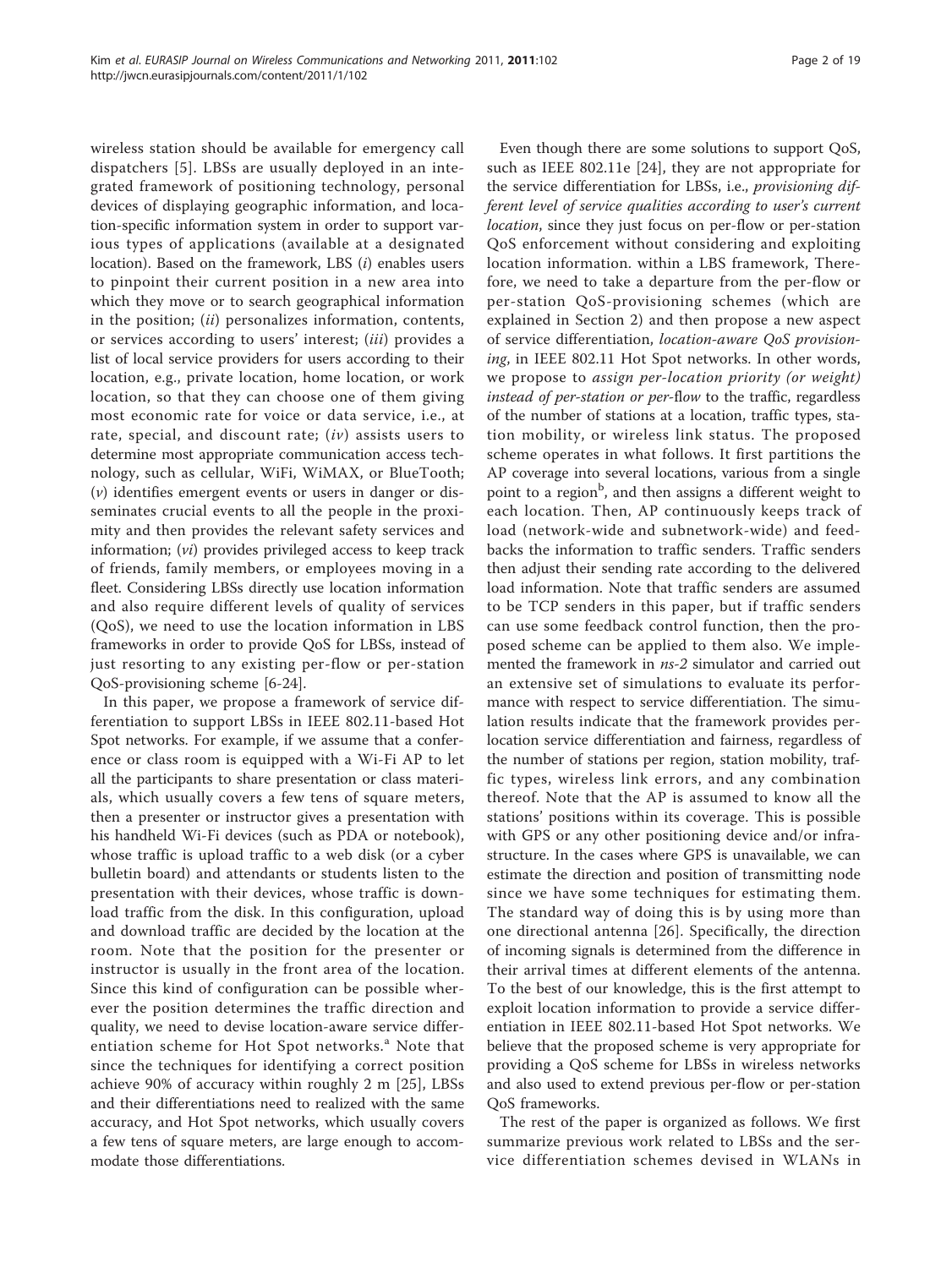wireless station should be available for emergency call dispatchers [5]. LBSs are usually deployed in an integrated framework of positioning technology, personal devices of displaying geographic information, and location-specific information system in order to support various types of applications (available at a designated location). Based on the framework, LBS (*i*) enables users to pinpoint their current position in a new area into which they move or to search geographical information in the position; (*ii*) personalizes information, contents, or services according to users' interest; (*iii*) provides a list of local service providers for users according to their location, e.g., private location, home location, or work location, so that they can choose one of them giving most economic rate for voice or data service, i.e., at rate, special, and discount rate; (*iv*) assists users to determine most appropriate communication access technology, such as cellular, WiFi, WiMAX, or BlueTooth; (*v*) identifies emergent events or users in danger or disseminates crucial events to all the people in the proximity and then provides the relevant safety services and information; (*vi*) provides privileged access to keep track of friends, family members, or employees moving in a fleet. Considering LBSs directly use location information and also require different levels of quality of services (QoS), we need to use the location information in LBS frameworks in order to provide QoS for LBSs, instead of just resorting to any existing per-flow or per-station QoS-provisioning scheme [6-24].

In this paper, we propose a framework of service differentiation to support LBSs in IEEE 802.11-based Hot Spot networks. For example, if we assume that a conference or class room is equipped with a Wi-Fi AP to let all the participants to share presentation or class materials, which usually covers a few tens of square meters, then a presenter or instructor gives a presentation with his handheld Wi-Fi devices (such as PDA or notebook), whose traffic is upload traffic to a web disk (or a cyber bulletin board) and attendants or students listen to the presentation with their devices, whose traffic is download traffic from the disk. In this configuration, upload and download traffic are decided by the location at the room. Note that the position for the presenter or instructor is usually in the front area of the location. Since this kind of configuration can be possible wherever the position determines the traffic direction and quality, we need to devise location-aware service differentiation scheme for Hot Spot networks.[a] Note that since the techniques for identifying a correct position achieve 90% of accuracy within roughly 2 m [25], LBSs and their differentiations need to realized with the same accuracy, and Hot Spot networks, which usually covers a few tens of square meters, are large enough to accommodate those differentiations.

Even though there are some solutions to support QoS, such as IEEE 802.11e [24], they are not appropriate for the service differentiation for LBSs, i.e., *provisioning different level of service qualities according to user's current location*, since they just focus on per-flow or per-station QoS enforcement without considering and exploiting location information. within a LBS framework, Therefore, we need to take a departure from the per-flow or per-station QoS-provisioning schemes (which are explained in Section 2) and then propose a new aspect of service differentiation, *location-aware QoS provisioning*, in IEEE 802.11 Hot Spot networks. In other words, we propose to *assign per-location priority (or weight) instead of per-station or per-flow* to the traffic, regardless of the number of stations at a location, traffic types, station mobility, or wireless link status. The proposed scheme operates in what follows. It first partitions the AP coverage into several locations, various from a single point to a region[b], and then assigns a different weight to each location. Then, AP continuously keeps track of load (network-wide and subnetwork-wide) and feedbacks the information to traffic senders. Traffic senders then adjust their sending rate according to the delivered load information. Note that traffic senders are assumed to be TCP senders in this paper, but if traffic senders can use some feedback control function, then the proposed scheme can be applied to them also. We implemented the framework in *ns-2* simulator and carried out an extensive set of simulations to evaluate its performance with respect to service differentiation. The simulation results indicate that the framework provides per-location service differentiation and fairness, regardless of the number of stations per region, station mobility, traffic types, wireless link errors, and any combination thereof. Note that the AP is assumed to know all the stations' positions within its coverage. This is possible with GPS or any other positioning device and/or infrastructure. In the cases where GPS is unavailable, we can estimate the direction and position of transmitting node since we have some techniques for estimating them. The standard way of doing this is by using more than one directional antenna [26]. Specifically, the direction of incoming signals is determined from the difference in their arrival times at different elements of the antenna. To the best of our knowledge, this is the first attempt to exploit location information to provide a service differentiation in IEEE 802.11-based Hot Spot networks. We believe that the proposed scheme is very appropriate for providing a QoS scheme for LBSs in wireless networks and also used to extend previous per-flow or per-station QoS frameworks.

The rest of the paper is organized as follows. We first summarize previous work related to LBSs and the service differentiation schemes devised in WLANs in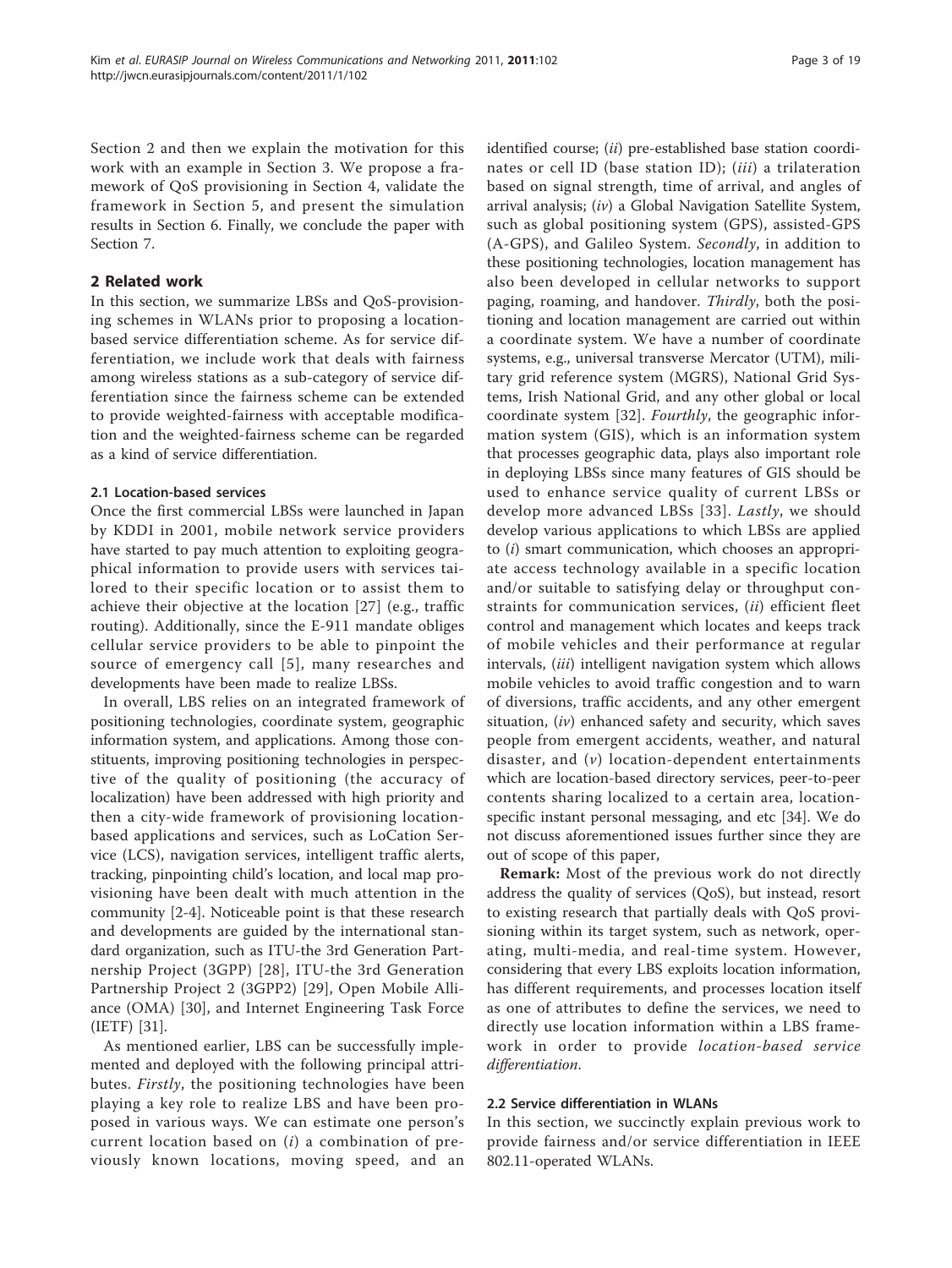Section 2 and then we explain the motivation for this work with an example in Section 3. We propose a framework of QoS provisioning in Section 4, validate the framework in Section 5, and present the simulation results in Section 6. Finally, we conclude the paper with Section 7.

## 2 Related work

In this section, we summarize LBSs and QoS-provisioning schemes in WLANs prior to proposing a location-based service differentiation scheme. As for service differentiation, we include work that deals with fairness among wireless stations as a sub-category of service differentiation since the fairness scheme can be extended to provide weighted-fairness with acceptable modification and the weighted-fairness scheme can be regarded as a kind of service differentiation.

### 2.1 Location-based services

Once the first commercial LBSs were launched in Japan by KDDI in 2001, mobile network service providers have started to pay much attention to exploiting geographical information to provide users with services tailored to their specific location or to assist them to achieve their objective at the location [27] (e.g., traffic routing). Additionally, since the E-911 mandate obliges cellular service providers to be able to pinpoint the source of emergency call [5], many researches and developments have been made to realize LBSs.

In overall, LBS relies on an integrated framework of positioning technologies, coordinate system, geographic information system, and applications. Among those constituents, improving positioning technologies in perspective of the quality of positioning (the accuracy of localization) have been addressed with high priority and then a city-wide framework of provisioning location-based applications and services, such as LoCation Service (LCS), navigation services, intelligent traffic alerts, tracking, pinpointing child's location, and local map provisioning have been dealt with much attention in the community [2-4]. Noticeable point is that these research and developments are guided by the international standard organization, such as ITU-the 3rd Generation Partnership Project (3GPP) [28], ITU-the 3rd Generation Partnership Project 2 (3GPP2) [29], Open Mobile Alliance (OMA) [30], and Internet Engineering Task Force (IETF) [31].

As mentioned earlier, LBS can be successfully implemented and deployed with the following principal attributes. *Firstly*, the positioning technologies have been playing a key role to realize LBS and have been proposed in various ways. We can estimate one person's current location based on (*i*) a combination of previously known locations, moving speed, and an identified course; (*ii*) pre-established base station coordinates or cell ID (base station ID); (*iii*) a trilateration based on signal strength, time of arrival, and angles of arrival analysis; (*iv*) a Global Navigation Satellite System, such as global positioning system (GPS), assisted-GPS (A-GPS), and Galileo System. *Secondly*, in addition to these positioning technologies, location management has also been developed in cellular networks to support paging, roaming, and handover. *Thirdly*, both the positioning and location management are carried out within a coordinate system. We have a number of coordinate systems, e.g., universal transverse Mercator (UTM), military grid reference system (MGRS), National Grid Systems, Irish National Grid, and any other global or local coordinate system [32]. *Fourthly*, the geographic information system (GIS), which is an information system that processes geographic data, plays also important role in deploying LBSs since many features of GIS should be used to enhance service quality of current LBSs or develop more advanced LBSs [33]. *Lastly*, we should develop various applications to which LBSs are applied to (*i*) smart communication, which chooses an appropriate access technology available in a specific location and/or suitable to satisfying delay or throughput constraints for communication services, (*ii*) efficient fleet control and management which locates and keeps track of mobile vehicles and their performance at regular intervals, (*iii*) intelligent navigation system which allows mobile vehicles to avoid traffic congestion and to warn of diversions, traffic accidents, and any other emergent situation, (*iv*) enhanced safety and security, which saves people from emergent accidents, weather, and natural disaster, and (*v*) location-dependent entertainments which are location-based directory services, peer-to-peer contents sharing localized to a certain area, location-specific instant personal messaging, and etc [34]. We do not discuss aforementioned issues further since they are out of scope of this paper,

**Remark:** Most of the previous work do not directly address the quality of services (QoS), but instead, resort to existing research that partially deals with QoS provisioning within its target system, such as network, operating, multi-media, and real-time system. However, considering that every LBS exploits location information, has different requirements, and processes location itself as one of attributes to define the services, we need to directly use location information within a LBS framework in order to provide *location-based service differentiation*.

### 2.2 Service differentiation in WLANs

In this section, we succinctly explain previous work to provide fairness and/or service differentiation in IEEE 802.11-operated WLANs.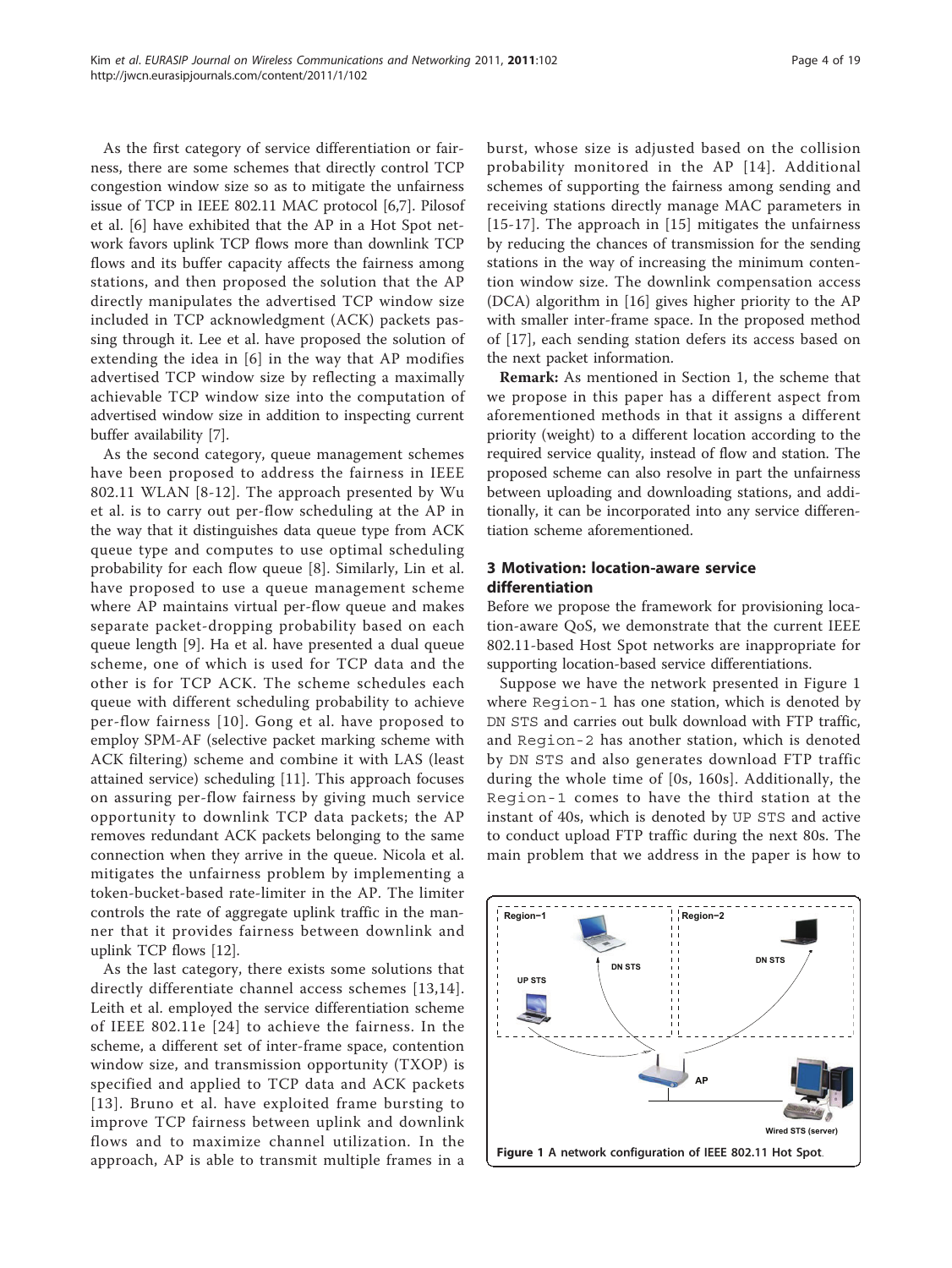As the first category of service differentiation or fairness, there are some schemes that directly control TCP congestion window size so as to mitigate the unfairness issue of TCP in IEEE 802.11 MAC protocol [6,7]. Pilosof et al. [6] have exhibited that the AP in a Hot Spot network favors uplink TCP flows more than downlink TCP flows and its buffer capacity affects the fairness among stations, and then proposed the solution that the AP directly manipulates the advertised TCP window size included in TCP acknowledgment (ACK) packets passing through it. Lee et al. have proposed the solution of extending the idea in [6] in the way that AP modifies advertised TCP window size by reflecting a maximally achievable TCP window size into the computation of advertised window size in addition to inspecting current buffer availability [7].

As the second category, queue management schemes have been proposed to address the fairness in IEEE 802.11 WLAN [8-12]. The approach presented by Wu et al. is to carry out per-flow scheduling at the AP in the way that it distinguishes data queue type from ACK queue type and computes to use optimal scheduling probability for each flow queue [8]. Similarly, Lin et al. have proposed to use a queue management scheme where AP maintains virtual per-flow queue and makes separate packet-dropping probability based on each queue length [9]. Ha et al. have presented a dual queue scheme, one of which is used for TCP data and the other is for TCP ACK. The scheme schedules each queue with different scheduling probability to achieve per-flow fairness [10]. Gong et al. have proposed to employ SPM-AF (selective packet marking scheme with ACK filtering) scheme and combine it with LAS (least attained service) scheduling [11]. This approach focuses on assuring per-flow fairness by giving much service opportunity to downlink TCP data packets; the AP removes redundant ACK packets belonging to the same connection when they arrive in the queue. Nicola et al. mitigates the unfairness problem by implementing a token-bucket-based rate-limiter in the AP. The limiter controls the rate of aggregate uplink traffic in the manner that it provides fairness between downlink and uplink TCP flows [12].

As the last category, there exists some solutions that directly differentiate channel access schemes [13,14]. Leith et al. employed the service differentiation scheme of IEEE 802.11e [24] to achieve the fairness. In the scheme, a different set of inter-frame space, contention window size, and transmission opportunity (TXOP) is specified and applied to TCP data and ACK packets [13]. Bruno et al. have exploited frame bursting to improve TCP fairness between uplink and downlink flows and to maximize channel utilization. In the approach, AP is able to transmit multiple frames in a burst, whose size is adjusted based on the collision probability monitored in the AP [14]. Additional schemes of supporting the fairness among sending and receiving stations directly manage MAC parameters in [15-17]. The approach in [15] mitigates the unfairness by reducing the chances of transmission for the sending stations in the way of increasing the minimum contention window size. The downlink compensation access (DCA) algorithm in [16] gives higher priority to the AP with smaller inter-frame space. In the proposed method of [17], each sending station defers its access based on the next packet information.

**Remark:** As mentioned in Section 1, the scheme that we propose in this paper has a different aspect from aforementioned methods in that it assigns a different priority (weight) to a different location according to the required service quality, instead of flow and station. The proposed scheme can also resolve in part the unfairness between uploading and downloading stations, and additionally, it can be incorporated into any service differentiation scheme aforementioned.

## 3 Motivation: location-aware service differentiation

Before we propose the framework for provisioning location-aware QoS, we demonstrate that the current IEEE 802.11-based Host Spot networks are inappropriate for supporting location-based service differentiations.

Suppose we have the network presented in Figure 1 where Region-1 has one station, which is denoted by DN STS and carries out bulk download with FTP traffic, and Region-2 has another station, which is denoted by DN STS and also generates download FTP traffic during the whole time of [0s, 160s]. Additionally, the Region-1 comes to have the third station at the instant of 40s, which is denoted by UP STS and active to conduct upload FTP traffic during the next 80s. The main problem that we address in the paper is how to

**Figure 1** A network configuration of IEEE 802.11 Hot Spot.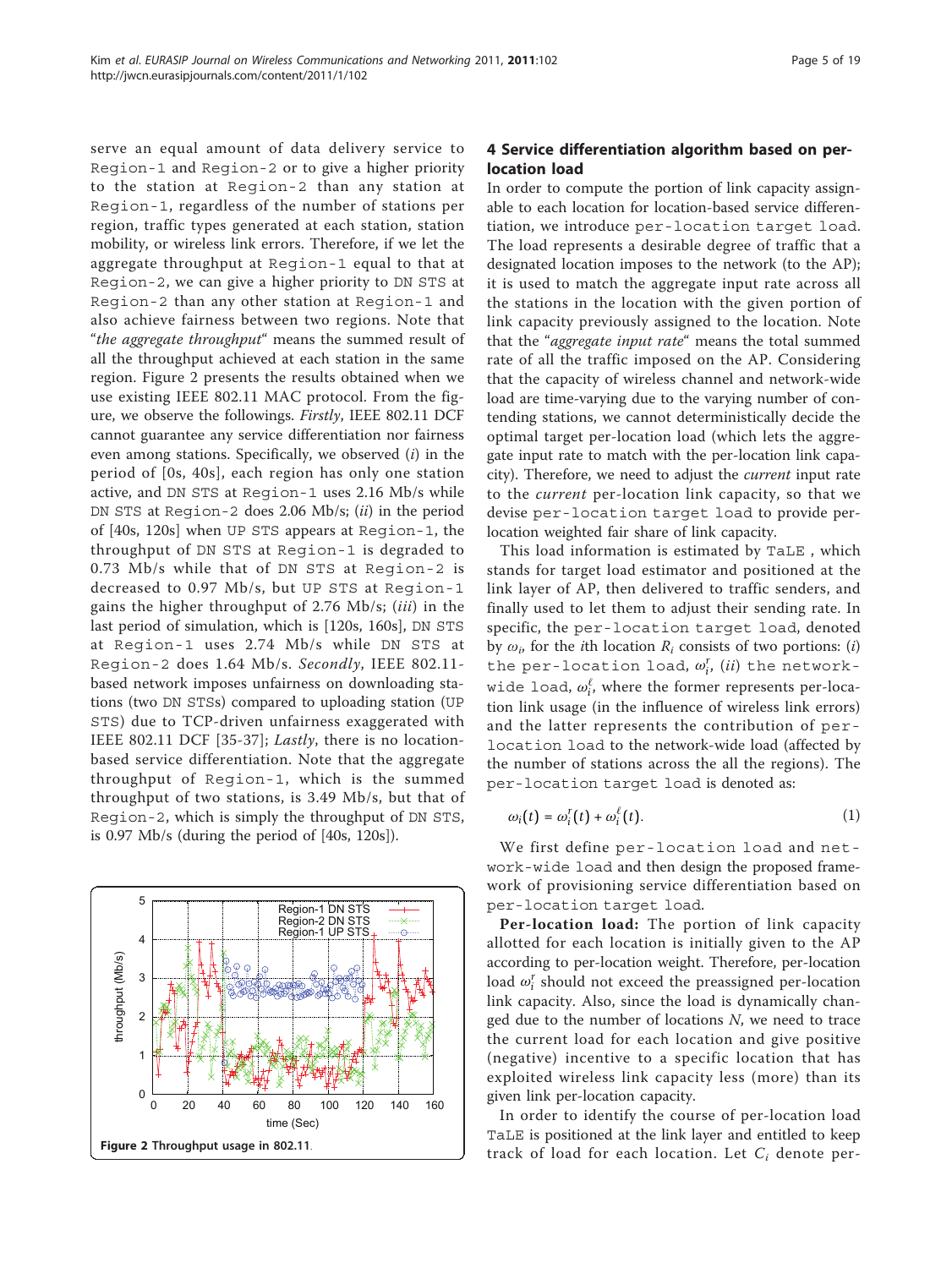serve an equal amount of data delivery service to Region-1 and Region-2 or to give a higher priority to the station at Region-2 than any station at Region-1, regardless of the number of stations per region, traffic types generated at each station, station mobility, or wireless link errors. Therefore, if we let the aggregate throughput at Region-1 equal to that at Region-2, we can give a higher priority to DN STS at Region-2 than any other station at Region-1 and also achieve fairness between two regions. Note that "*the aggregate throughput*" means the summed result of all the throughput achieved at each station in the same region. Figure 2 presents the results obtained when we use existing IEEE 802.11 MAC protocol. From the figure, we observe the followings. *Firstly*, IEEE 802.11 DCF cannot guarantee any service differentiation nor fairness even among stations. Specifically, we observed (*i*) in the period of [0s, 40s], each region has only one station active, and DN STS at Region-1 uses 2.16 Mb/s while DN STS at Region-2 does 2.06 Mb/s; (*ii*) in the period of [40s, 120s] when UP STS appears at Region-1, the throughput of DN STS at Region-1 is degraded to 0.73 Mb/s while that of DN STS at Region-2 is decreased to 0.97 Mb/s, but UP STS at Region-1 gains the higher throughput of 2.76 Mb/s; (*iii*) in the last period of simulation, which is [120s, 160s], DN STS at Region-1 uses 2.74 Mb/s while DN STS at Region-2 does 1.64 Mb/s. *Secondly*, IEEE 802.11-based network imposes unfairness on downloading stations (two DN STSs) compared to uploading station (UP STS) due to TCP-driven unfairness exaggerated with IEEE 802.11 DCF [35-37]; *Lastly*, there is no location-based service differentiation. Note that the aggregate throughput of Region-1, which is the summed throughput of two stations, is 3.49 Mb/s, but that of Region-2, which is simply the throughput of DN STS, is 0.97 Mb/s (during the period of [40s, 120s]).

**Figure 2** Throughput usage in 802.11.

## 4 Service differentiation algorithm based on per-location load

In order to compute the portion of link capacity assignable to each location for location-based service differentiation, we introduce per-location target load. The load represents a desirable degree of traffic that a designated location imposes to the network (to the AP); it is used to match the aggregate input rate across all the stations in the location with the given portion of link capacity previously assigned to the location. Note that the "*aggregate input rate*" means the total summed rate of all the traffic imposed on the AP. Considering that the capacity of wireless channel and network-wide load are time-varying due to the varying number of contending stations, we cannot deterministically decide the optimal target per-location load (which lets the aggregate input rate to match with the per-location link capacity). Therefore, we need to adjust the *current* input rate to the *current* per-location link capacity, so that we devise per-location target load to provide per-location weighted fair share of link capacity.

This load information is estimated by TaLE, which stands for target load estimator and positioned at the link layer of AP, then delivered to traffic senders, and finally used to let them to adjust their sending rate. In specific, the per-location target load, denoted by $\omega_i$, for the $i$th location $R_i$ consists of two portions: (*i*) the per-location load, $\omega_i^r$, (*ii*) the network-wide load, $\omega_i^\ell$, where the former represents per-location link usage (in the influence of wireless link errors) and the latter represents the contribution of per-location load to the network-wide load (affected by the number of stations across the all the regions). The per-location target load is denoted as:

$$\omega_i(t) = \omega_i^r(t) + \omega_i^\ell(t). \quad (1)$$

We first define per-location load and network-wide load and then design the proposed framework of provisioning service differentiation based on per-location target load.

**Per-location load:** The portion of link capacity allotted for each location is initially given to the AP according to per-location weight. Therefore, per-location load $\omega_i^r$ should not exceed the preassigned per-location link capacity. Also, since the load is dynamically changed due to the number of locations $N$, we need to trace the current load for each location and give positive (negative) incentive to a specific location that has exploited wireless link capacity less (more) than its given link per-location capacity.

In order to identify the course of per-location load TaLE is positioned at the link layer and entitled to keep track of load for each location. Let $C_i$ denote per-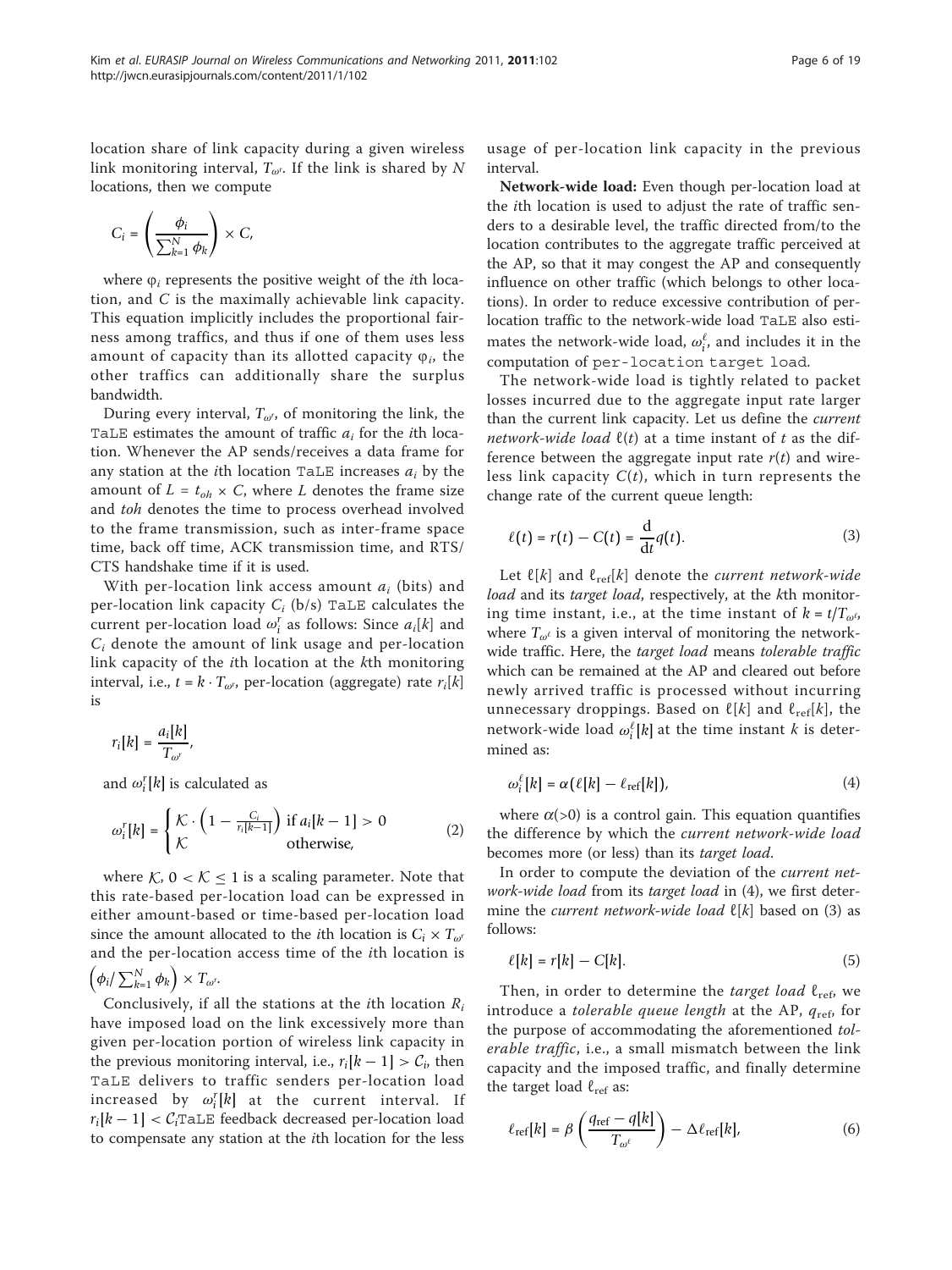location share of link capacity during a given wireless link monitoring interval, $T_{\omega^r}$. If the link is shared by $N$ locations, then we compute

$$C_i = \left( \frac{\phi_i}{\sum_{k=1}^{N} \phi_k} \right) \times C,$$

where $\varphi_i$ represents the positive weight of the $i$th location, and $C$ is the maximally achievable link capacity. This equation implicitly includes the proportional fairness among traffics, and thus if one of them uses less amount of capacity than its allotted capacity $\varphi_i$, the other traffics can additionally share the surplus bandwidth.

During every interval, $T_{\omega^r}$, of monitoring the link, the TaLE estimates the amount of traffic $a_i$ for the $i$th location. Whenever the AP sends/receives a data frame for any station at the $i$th location TaLE increases $a_i$ by the amount of $L = t_{oh} \times C$, where $L$ denotes the frame size and $toh$ denotes the time to process overhead involved to the frame transmission, such as inter-frame space time, back off time, ACK transmission time, and RTS/CTS handshake time if it is used.

With per-location link access amount $a_i$ (bits) and per-location link capacity $C_i$ (b/s) TaLE calculates the current per-location load $\omega_i^r$ as follows: Since $a_i[k]$ and $C_i$ denote the amount of link usage and per-location link capacity of the $i$th location at the $k$th monitoring interval, i.e., $t = k \cdot T_{\omega^r}$, per-location (aggregate) rate $r_i[k]$ is

$$r_i[k] = \frac{a_i[k]}{T_{\omega^r}},$$

and $\omega_i^r[k]$ is calculated as

$$\omega_i^r[k] = \begin{cases} \mathcal{K} \cdot \left(1 - \frac{C_i}{r_i[k-1]}\right) & \text{if } a_i[k-1] > 0 \\ \mathcal{K} & \text{otherwise,} \end{cases} \tag{2}$$

where $\mathcal{K}$, $0 < \mathcal{K} \leq 1$ is a scaling parameter. Note that this rate-based per-location load can be expressed in either amount-based or time-based per-location load since the amount allocated to the $i$th location is $C_i \times T_{\omega^r}$ and the per-location access time of the $i$th location is $\left(\phi_i / \sum_{k=1}^{N} \phi_k\right) \times T_{\omega^r}$.

Conclusively, if all the stations at the $i$th location $R_i$ have imposed load on the link excessively more than given per-location portion of wireless link capacity in the previous monitoring interval, i.e., $r_i[k-1] > \mathcal{C}_i$, then TaLE delivers to traffic senders per-location load increased by $\omega_i^r[k]$ at the current interval. If $r_i[k-1] < \mathcal{C}_i$TaLE feedback decreased per-location load to compensate any station at the $i$th location for the less usage of per-location link capacity in the previous interval.

**Network-wide load:** Even though per-location load at the $i$th location is used to adjust the rate of traffic senders to a desirable level, the traffic directed from/to the location contributes to the aggregate traffic perceived at the AP, so that it may congest the AP and consequently influence on other traffic (which belongs to other locations). In order to reduce excessive contribution of per-location traffic to the network-wide load TaLE also estimates the network-wide load, $\omega_i^\ell$, and includes it in the computation of per-location target load.

The network-wide load is tightly related to packet losses incurred due to the aggregate input rate larger than the current link capacity. Let us define the *current network-wide load* $\ell(t)$ at a time instant of $t$ as the difference between the aggregate input rate $r(t)$ and wireless link capacity $C(t)$, which in turn represents the change rate of the current queue length:

$$\ell(t) = r(t) - C(t) = \frac{\mathrm{d}}{\mathrm{d}t} q(t). \tag{3}$$

Let $\ell[k]$ and $\ell_{\text{ref}}[k]$ denote the *current network-wide load* and its *target load*, respectively, at the $k$th monitoring time instant, i.e., at the time instant of $k = t/T_{\omega^\ell}$, where $T_{\omega^\ell}$ is a given interval of monitoring the network-wide traffic. Here, the *target load* means *tolerable traffic* which can be remained at the AP and cleared out before newly arrived traffic is processed without incurring unnecessary droppings. Based on $\ell[k]$ and $\ell_{\text{ref}}[k]$, the network-wide load $\omega_i^\ell[k]$ at the time instant $k$ is determined as:

$$\omega_i^\ell[k] = \alpha(\ell[k] - \ell_{\text{ref}}[k]), \tag{4}$$

where $\alpha(>0)$ is a control gain. This equation quantifies the difference by which the *current network-wide load* becomes more (or less) than its *target load*.

In order to compute the deviation of the *current network-wide load* from its *target load* in (4), we first determine the *current network-wide load* $\ell[k]$ based on (3) as follows:

$$\ell[k] = r[k] - C[k]. \tag{5}$$

Then, in order to determine the *target load* $\ell_{\text{ref}}$, we introduce a *tolerable queue length* at the AP, $q_{\text{ref}}$, for the purpose of accommodating the aforementioned *tolerable traffic*, i.e., a small mismatch between the link capacity and the imposed traffic, and finally determine the target load $\ell_{\text{ref}}$ as:

$$\ell_{\text{ref}}[k] = \beta \left( \frac{q_{\text{ref}} - q[k]}{T_{\omega^\ell}} \right) - \Delta \ell_{\text{ref}}[k], \tag{6}$$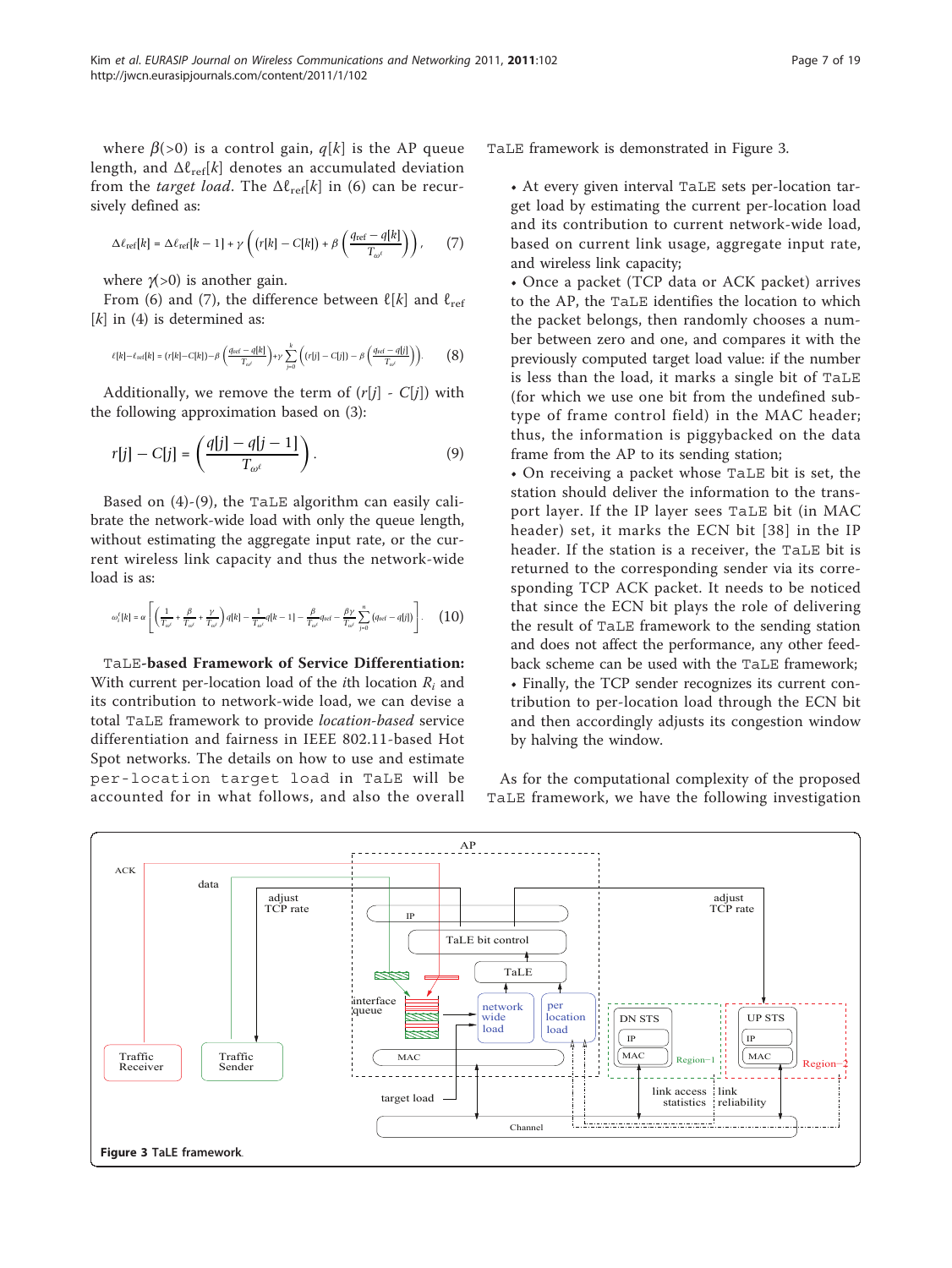where $\beta(>0)$ is a control gain, $q[k]$ is the AP queue length, and $\Delta\ell_{\text{ref}}[k]$ denotes an accumulated deviation from the *target load*. The $\Delta\ell_{\text{ref}}[k]$ in (6) can be recursively defined as:

$$\Delta\ell_{\text{ref}}[k] = \Delta\ell_{\text{ref}}[k-1] + \gamma\left(\left(r[k] - C[k]\right) + \beta\left(\frac{q_{\text{ref}} - q[k]}{T_{\omega^{\ell}}}\right)\right), \quad (7)$$

where $\gamma(>0)$ is another gain.

From (6) and (7), the difference between $\ell[k]$ and $\ell_{\text{ref}}[k]$ in (4) is determined as:

$$\ell[k]-\ell_{\text{ref}}[k] = (r[k]-C[k])-\beta\left(\frac{q_{\text{ref}}-q[k]}{T_{\omega^{\ell}}}\right)+\gamma\sum_{j=0}^{k}\left((r[j]-C[j])-\beta\left(\frac{q_{\text{ref}}-q[j]}{T_{\omega^{\ell}}}\right)\right). \quad (8)$$

Additionally, we remove the term of ($r[j]$ - $C[j]$) with the following approximation based on (3):

$$r[j] - C[j] = \left(\frac{q[j] - q[j-1]}{T_{\omega^{\ell}}}\right). \quad (9)$$

Based on (4)-(9), the TaLE algorithm can easily calibrate the network-wide load with only the queue length, without estimating the aggregate input rate, or the current wireless link capacity and thus the network-wide load is as:

$$\omega_i^{\ell}[k] = \alpha\left[\left(\frac{1}{T_{\omega^{\ell}}} + \frac{\beta}{T_{\omega^{\ell}}} + \frac{\gamma}{T_{\omega^{\ell}}}\right)q[k] - \frac{1}{T_{\omega^{\ell}}}q[k-1] - \frac{\beta}{T_{\omega^{\ell}}}q_{\text{ref}} - \frac{\beta\gamma}{T_{\omega^{\ell}}}\sum_{j=0}^{n}\left(q_{\text{ref}} - q[j]\right)\right]. \quad (10)$$

**TaLE-based Framework of Service Differentiation:** With current per-location load of the $i$th location $R_i$ and its contribution to network-wide load, we can devise a total TaLE framework to provide *location-based* service differentiation and fairness in IEEE 802.11-based Hot Spot networks. The details on how to use and estimate per-location target load in TaLE will be accounted for in what follows, and also the overall TaLE framework is demonstrated in Figure 3.

- At every given interval TaLE sets per-location target load by estimating the current per-location load and its contribution to current network-wide load, based on current link usage, aggregate input rate, and wireless link capacity;
- Once a packet (TCP data or ACK packet) arrives to the AP, the TaLE identifies the location to which the packet belongs, then randomly chooses a number between zero and one, and compares it with the previously computed target load value: if the number is less than the load, it marks a single bit of TaLE (for which we use one bit from the undefined subtype of frame control field) in the MAC header; thus, the information is piggybacked on the data frame from the AP to its sending station;
- On receiving a packet whose TaLE bit is set, the station should deliver the information to the transport layer. If the IP layer sees TaLE bit (in MAC header) set, it marks the ECN bit [38] in the IP header. If the station is a receiver, the TaLE bit is returned to the corresponding sender via its corresponding TCP ACK packet. It needs to be noticed that since the ECN bit plays the role of delivering the result of TaLE framework to the sending station and does not affect the performance, any other feedback scheme can be used with the TaLE framework;
- Finally, the TCP sender recognizes its current contribution to per-location load through the ECN bit and then accordingly adjusts its congestion window by halving the window.

As for the computational complexity of the proposed TaLE framework, we have the following investigation

AP
ACK
data
adjust TCP rate
adjust TCP rate
IP
TaLE bit control
TaLE
interface queue
network wide load
per location load
DN STS
IP
MAC
Region−1
UP STS
IP
MAC
Region−2
MAC
Traffic Receiver
Traffic Sender
target load
link access statistics
link reliability
Channel

**Figure 3** TaLE framework.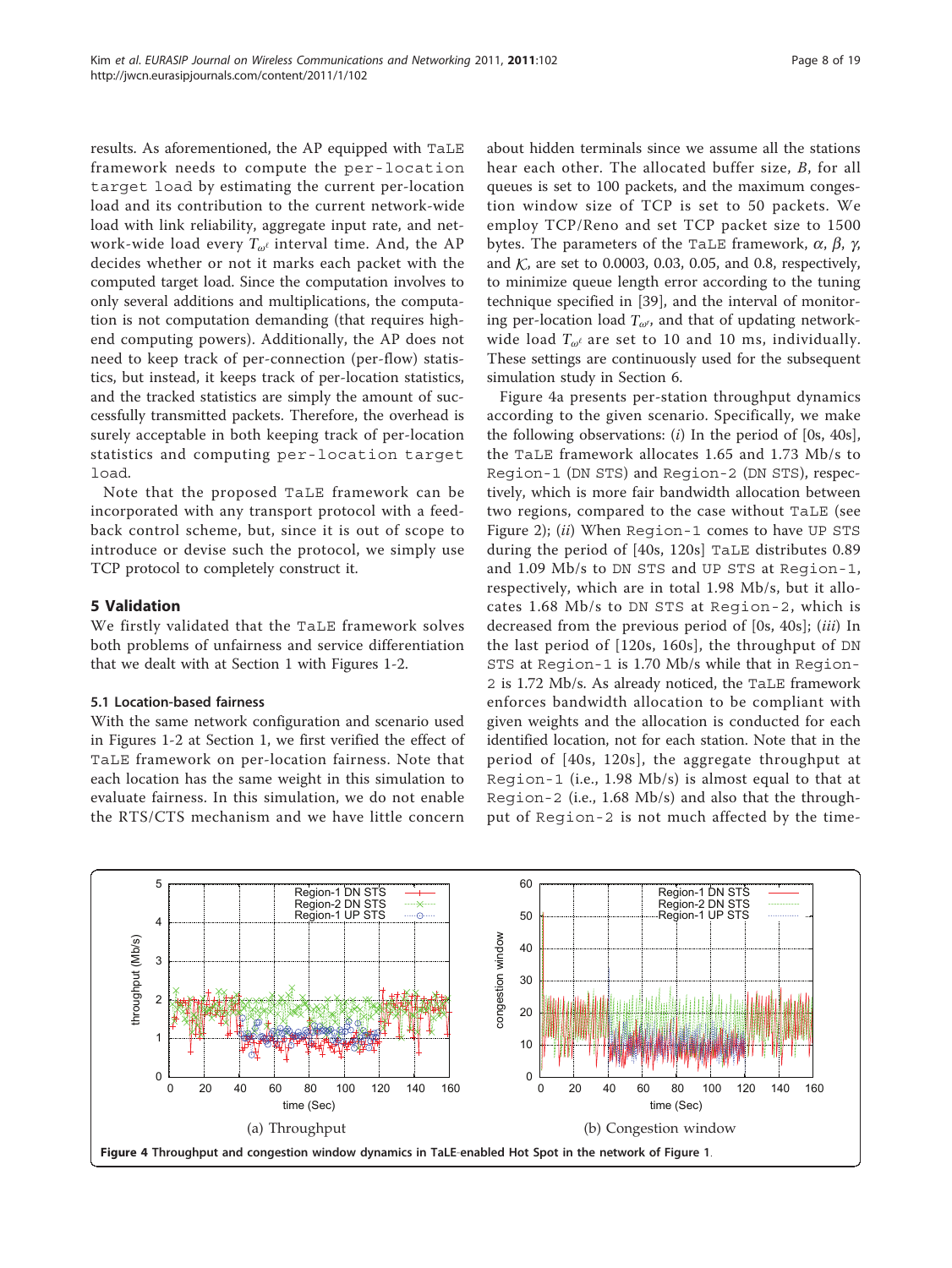results. As aforementioned, the AP equipped with TaLE framework needs to compute the per-location target load by estimating the current per-location load and its contribution to the current network-wide load with link reliability, aggregate input rate, and network-wide load every $T_{\omega^{\ell}}$ interval time. And, the AP decides whether or not it marks each packet with the computed target load. Since the computation involves to only several additions and multiplications, the computation is not computation demanding (that requires high-end computing powers). Additionally, the AP does not need to keep track of per-connection (per-flow) statistics, but instead, it keeps track of per-location statistics, and the tracked statistics are simply the amount of successfully transmitted packets. Therefore, the overhead is surely acceptable in both keeping track of per-location statistics and computing per-location target load.

Note that the proposed TaLE framework can be incorporated with any transport protocol with a feedback control scheme, but, since it is out of scope to introduce or devise such the protocol, we simply use TCP protocol to completely construct it.

## 5 Validation

We firstly validated that the TaLE framework solves both problems of unfairness and service differentiation that we dealt with at Section 1 with Figures 1-2.

### 5.1 Location-based fairness

With the same network configuration and scenario used in Figures 1-2 at Section 1, we first verified the effect of TaLE framework on per-location fairness. Note that each location has the same weight in this simulation to evaluate fairness. In this simulation, we do not enable the RTS/CTS mechanism and we have little concern about hidden terminals since we assume all the stations hear each other. The allocated buffer size, $B$, for all queues is set to 100 packets, and the maximum congestion window size of TCP is set to 50 packets. We employ TCP/Reno and set TCP packet size to 1500 bytes. The parameters of the TaLE framework, $\alpha$, $\beta$, $\gamma$, and $\mathcal{K}$, are set to 0.0003, 0.03, 0.05, and 0.8, respectively, to minimize queue length error according to the tuning technique specified in [39], and the interval of monitoring per-location load $T_{\omega^{\ell}}$, and that of updating network-wide load $T_{\omega^{\ell}}$ are set to 10 and 10 ms, individually. These settings are continuously used for the subsequent simulation study in Section 6.

Figure 4a presents per-station throughput dynamics according to the given scenario. Specifically, we make the following observations: (*i*) In the period of [0s, 40s], the TaLE framework allocates 1.65 and 1.73 Mb/s to Region-1 (DN STS) and Region-2 (DN STS), respectively, which is more fair bandwidth allocation between two regions, compared to the case without TaLE (see Figure 2); (*ii*) When Region-1 comes to have UP STS during the period of [40s, 120s] TaLE distributes 0.89 and 1.09 Mb/s to DN STS and UP STS at Region-1, respectively, which are in total 1.98 Mb/s, but it allocates 1.68 Mb/s to DN STS at Region-2, which is decreased from the previous period of [0s, 40s]; (*iii*) In the last period of [120s, 160s], the throughput of DN STS at Region-1 is 1.70 Mb/s while that in Region-2 is 1.72 Mb/s. As already noticed, the TaLE framework enforces bandwidth allocation to be compliant with given weights and the allocation is conducted for each identified location, not for each station. Note that in the period of [40s, 120s], the aggregate throughput at Region-1 (i.e., 1.98 Mb/s) is almost equal to that at Region-2 (i.e., 1.68 Mb/s) and also that the throughput of Region-2 is not much affected by the time-

**Figure 4** Throughput and congestion window dynamics in TaLE-enabled Hot Spot in the network of Figure 1.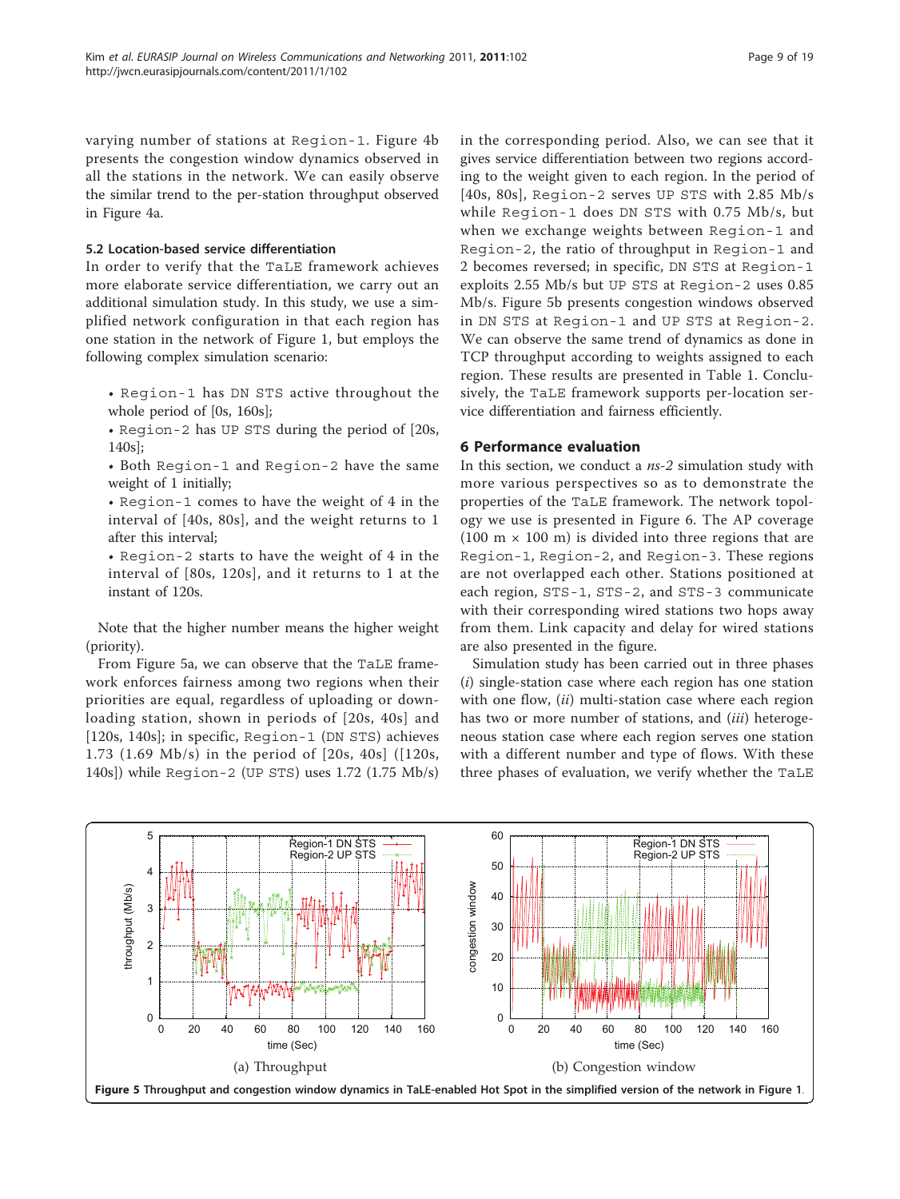varying number of stations at Region-1. Figure 4b presents the congestion window dynamics observed in all the stations in the network. We can easily observe the similar trend to the per-station throughput observed in Figure 4a.

### 5.2 Location-based service differentiation

In order to verify that the TaLE framework achieves more elaborate service differentiation, we carry out an additional simulation study. In this study, we use a simplified network configuration in that each region has one station in the network of Figure 1, but employs the following complex simulation scenario:

- Region-1 has DN STS active throughout the whole period of [0s, 160s];
- Region-2 has UP STS during the period of [20s, 140s];
- Both Region-1 and Region-2 have the same weight of 1 initially;
- Region-1 comes to have the weight of 4 in the interval of [40s, 80s], and the weight returns to 1 after this interval;
- Region-2 starts to have the weight of 4 in the interval of [80s, 120s], and it returns to 1 at the instant of 120s.

Note that the higher number means the higher weight (priority).

From Figure 5a, we can observe that the TaLE framework enforces fairness among two regions when their priorities are equal, regardless of uploading or downloading station, shown in periods of [20s, 40s] and [120s, 140s]; in specific, Region-1 (DN STS) achieves 1.73 (1.69 Mb/s) in the period of [20s, 40s] ([120s, 140s]) while Region-2 (UP STS) uses 1.72 (1.75 Mb/s) in the corresponding period. Also, we can see that it gives service differentiation between two regions according to the weight given to each region. In the period of [40s, 80s], Region-2 serves UP STS with 2.85 Mb/s while Region-1 does DN STS with 0.75 Mb/s, but when we exchange weights between Region-1 and Region-2, the ratio of throughput in Region-1 and 2 becomes reversed; in specific, DN STS at Region-1 exploits 2.55 Mb/s but UP STS at Region-2 uses 0.85 Mb/s. Figure 5b presents congestion windows observed in DN STS at Region-1 and UP STS at Region-2. We can observe the same trend of dynamics as done in TCP throughput according to weights assigned to each region. These results are presented in Table 1. Conclusively, the TaLE framework supports per-location service differentiation and fairness efficiently.

## 6 Performance evaluation

In this section, we conduct a *ns-2* simulation study with more various perspectives so as to demonstrate the properties of the TaLE framework. The network topology we use is presented in Figure 6. The AP coverage (100 m × 100 m) is divided into three regions that are Region-1, Region-2, and Region-3. These regions are not overlapped each other. Stations positioned at each region, STS-1, STS-2, and STS-3 communicate with their corresponding wired stations two hops away from them. Link capacity and delay for wired stations are also presented in the figure.

Simulation study has been carried out in three phases (*i*) single-station case where each region has one station with one flow, (*ii*) multi-station case where each region has two or more number of stations, and (*iii*) heterogeneous station case where each region serves one station with a different number and type of flows. With these three phases of evaluation, we verify whether the TaLE

**Figure 5 Throughput and congestion window dynamics in TaLE-enabled Hot Spot in the simplified version of the network in Figure 1.** (a) Throughput (b) Congestion window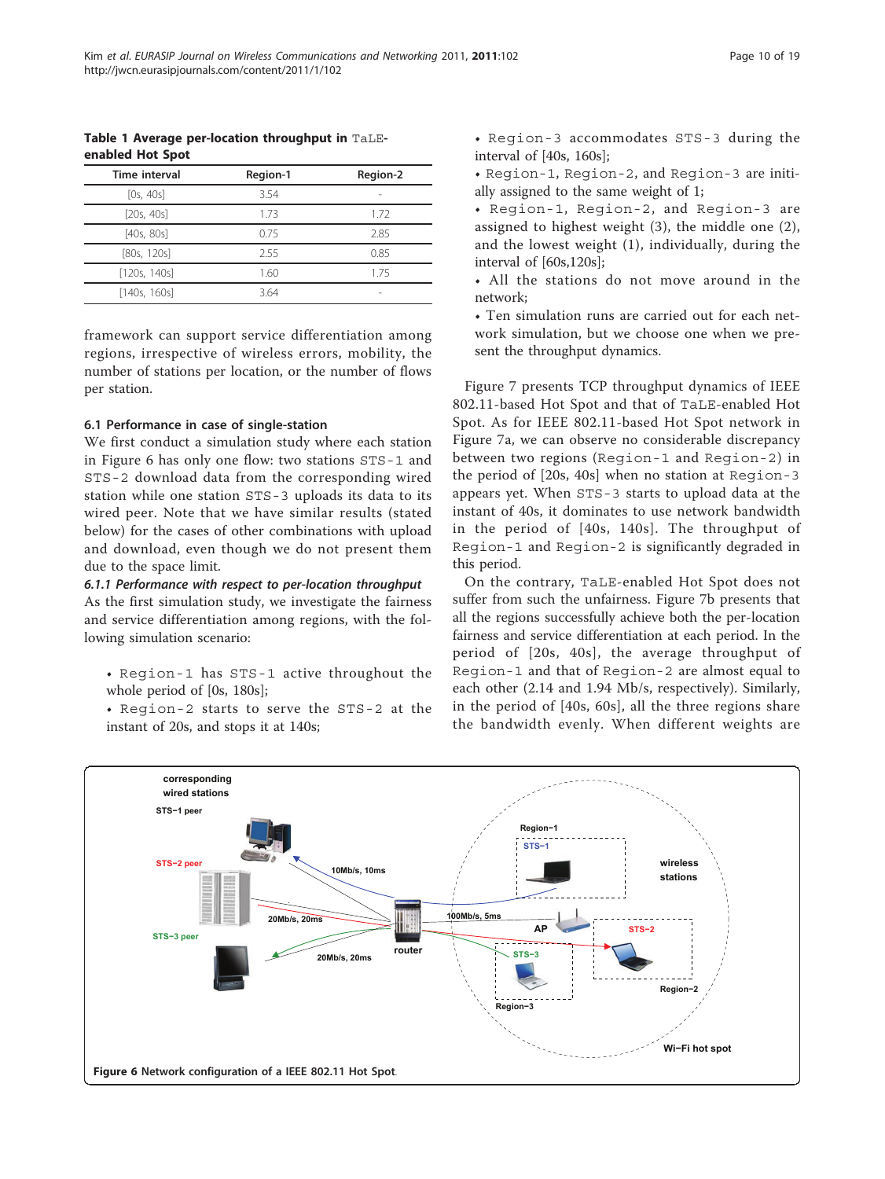**Table 1 Average per-location throughput in TaLE-enabled Hot Spot**

| Time interval | Region-1 | Region-2 |
|---|---|---|
| [0s, 40s] | 3.54 | - |
| [20s, 40s] | 1.73 | 1.72 |
| [40s, 80s] | 0.75 | 2.85 |
| [80s, 120s] | 2.55 | 0.85 |
| [120s, 140s] | 1.60 | 1.75 |
| [140s, 160s] | 3.64 | - |

framework can support service differentiation among regions, irrespective of wireless errors, mobility, the number of stations per location, or the number of flows per station.

### 6.1 Performance in case of single-station

We first conduct a simulation study where each station in Figure 6 has only one flow: two stations STS-1 and STS-2 download data from the corresponding wired station while one station STS-3 uploads its data to its wired peer. Note that we have similar results (stated below) for the cases of other combinations with upload and download, even though we do not present them due to the space limit.

#### *6.1.1 Performance with respect to per-location throughput*

As the first simulation study, we investigate the fairness and service differentiation among regions, with the following simulation scenario:

- Region-1 has STS-1 active throughout the whole period of [0s, 180s];
- Region-2 starts to serve the STS-2 at the instant of 20s, and stops it at 140s;
- Region-3 accommodates STS-3 during the interval of [40s, 160s];
- Region-1, Region-2, and Region-3 are initially assigned to the same weight of 1;
- Region-1, Region-2, and Region-3 are assigned to highest weight (3), the middle one (2), and the lowest weight (1), individually, during the interval of [60s,120s];
- All the stations do not move around in the network;
- Ten simulation runs are carried out for each network simulation, but we choose one when we present the throughput dynamics.

Figure 7 presents TCP throughput dynamics of IEEE 802.11-based Hot Spot and that of TaLE-enabled Hot Spot. As for IEEE 802.11-based Hot Spot network in Figure 7a, we can observe no considerable discrepancy between two regions (Region-1 and Region-2) in the period of [20s, 40s] when no station at Region-3 appears yet. When STS-3 starts to upload data at the instant of 40s, it dominates to use network bandwidth in the period of [40s, 140s]. The throughput of Region-1 and Region-2 is significantly degraded in this period.

On the contrary, TaLE-enabled Hot Spot does not suffer from such the unfairness. Figure 7b presents that all the regions successfully achieve both the per-location fairness and service differentiation at each period. In the period of [20s, 40s], the average throughput of Region-1 and that of Region-2 are almost equal to each other (2.14 and 1.94 Mb/s, respectively). Similarly, in the period of [40s, 60s], all the three regions share the bandwidth evenly. When different weights are

Figure 6 Network configuration of a IEEE 802.11 Hot Spot.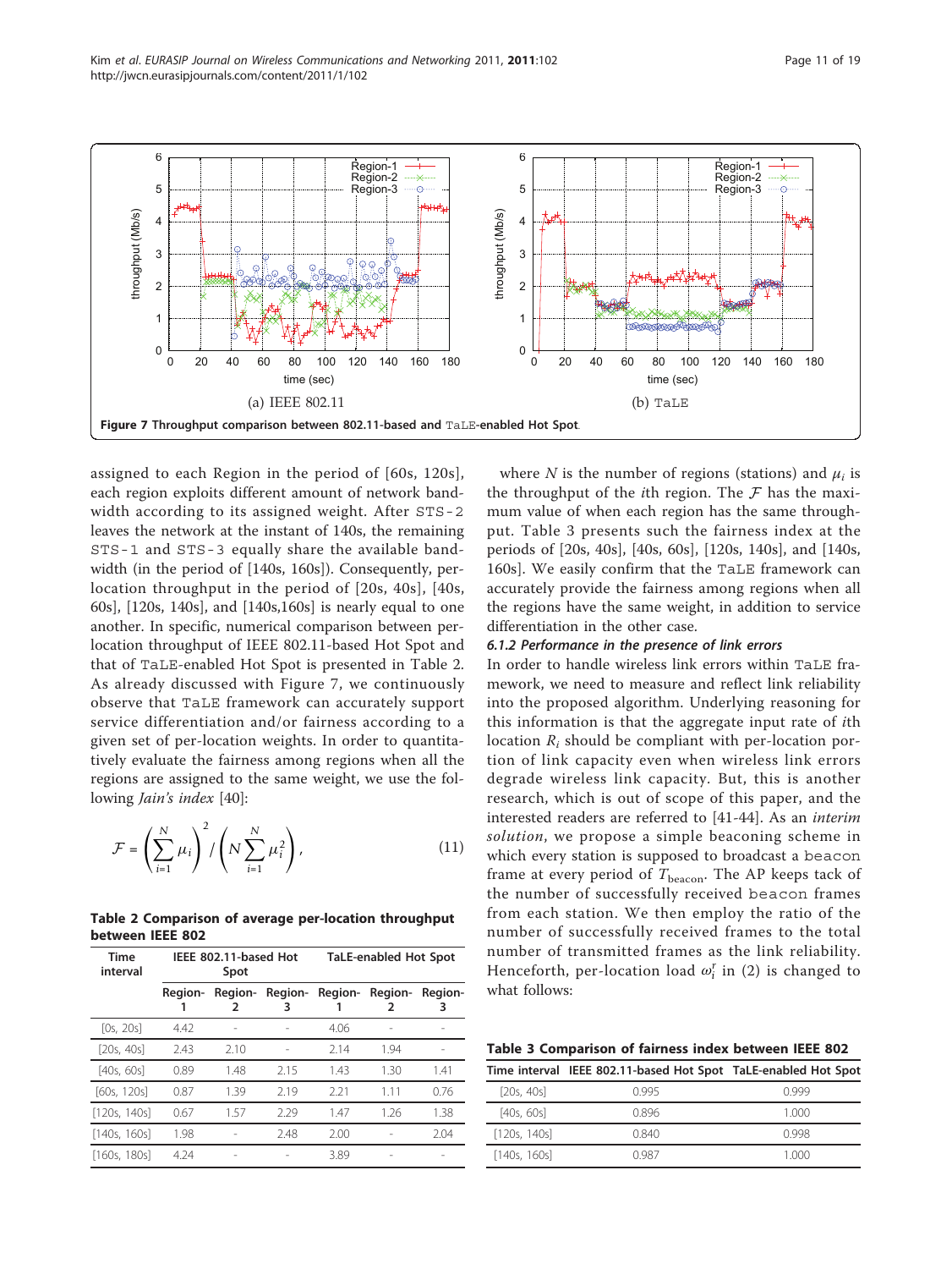Figure 7 Throughput comparison between 802.11-based and TaLE-enabled Hot Spot.

assigned to each Region in the period of [60s, 120s], each region exploits different amount of network bandwidth according to its assigned weight. After STS-2 leaves the network at the instant of 140s, the remaining STS-1 and STS-3 equally share the available bandwidth (in the period of [140s, 160s]). Consequently, per-location throughput in the period of [20s, 40s], [40s, 60s], [120s, 140s], and [140s,160s] is nearly equal to one another. In specific, numerical comparison between per-location throughput of IEEE 802.11-based Hot Spot and that of TaLE-enabled Hot Spot is presented in Table 2. As already discussed with Figure 7, we continuously observe that TaLE framework can accurately support service differentiation and/or fairness according to a given set of per-location weights. In order to quantitatively evaluate the fairness among regions when all the regions are assigned to the same weight, we use the following *Jain's index* [40]:

$$\mathcal{F} = \left(\sum_{i=1}^{N} \mu_i\right)^2 / \left(N \sum_{i=1}^{N} \mu_i^2\right), \tag{11}$$

Table 2 Comparison of average per-location throughput between IEEE 802

| Time interval | IEEE 802.11-based Hot Spot | | | TaLE-enabled Hot Spot | | |
|---|---|---|---|---|---|---|
| | Region-1 | Region-2 | Region-3 | Region-1 | Region-2 | Region-3 |
| [0s, 20s] | 4.42 | - | - | 4.06 | - | - |
| [20s, 40s] | 2.43 | 2.10 | - | 2.14 | 1.94 | - |
| [40s, 60s] | 0.89 | 1.48 | 2.15 | 1.43 | 1.30 | 1.41 |
| [60s, 120s] | 0.87 | 1.39 | 2.19 | 2.21 | 1.11 | 0.76 |
| [120s, 140s] | 0.67 | 1.57 | 2.29 | 1.47 | 1.26 | 1.38 |
| [140s, 160s] | 1.98 | - | 2.48 | 2.00 | - | 2.04 |
| [160s, 180s] | 4.24 | - | - | 3.89 | - | - |

where $N$ is the number of regions (stations) and $\mu_i$ is the throughput of the $i$th region. The $\mathcal{F}$ has the maximum value of when each region has the same throughput. Table 3 presents such the fairness index at the periods of [20s, 40s], [40s, 60s], [120s, 140s], and [140s, 160s]. We easily confirm that the TaLE framework can accurately provide the fairness among regions when all the regions have the same weight, in addition to service differentiation in the other case.

#### 6.1.2 Performance in the presence of link errors

In order to handle wireless link errors within TaLE framework, we need to measure and reflect link reliability into the proposed algorithm. Underlying reasoning for this information is that the aggregate input rate of $i$th location $R_i$ should be compliant with per-location portion of link capacity even when wireless link errors degrade wireless link capacity. But, this is another research, which is out of scope of this paper, and the interested readers are referred to [41-44]. As an *interim solution*, we propose a simple beaconing scheme in which every station is supposed to broadcast a beacon frame at every period of $T_{\text{beacon}}$. The AP keeps tack of the number of successfully received beacon frames from each station. We then employ the ratio of the number of successfully received frames to the total number of transmitted frames as the link reliability. Henceforth, per-location load $\omega_i^r$ in (2) is changed to what follows:

Table 3 Comparison of fairness index between IEEE 802

| Time interval | IEEE 802.11-based Hot Spot | TaLE-enabled Hot Spot |
|---|---|---|
| [20s, 40s] | 0.995 | 0.999 |
| [40s, 60s] | 0.896 | 1.000 |
| [120s, 140s] | 0.840 | 0.998 |
| [140s, 160s] | 0.987 | 1.000 |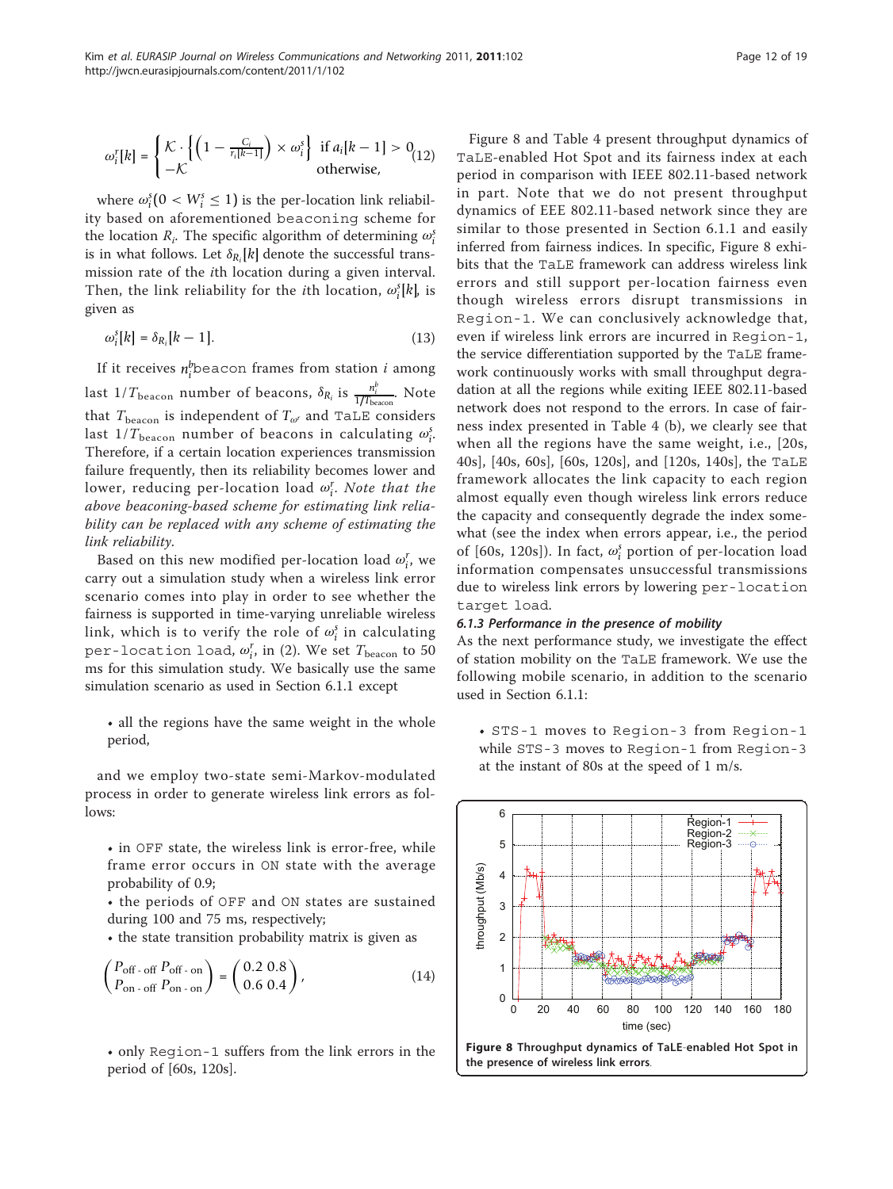$$\omega_i^r[k] = \begin{cases} \mathcal{K} \cdot \left\{ \left(1 - \frac{C_i}{r_i[k-1]}\right) \times \omega_i^s \right\} & \text{if } a_i[k-1] > 0 \\ -\mathcal{K} & \text{otherwise,} \end{cases} \tag{12}$$

where $\omega_i^s (0 < W_i^s \leq 1)$ is the per-location link reliability based on aforementioned beaconing scheme for the location $R_i$. The specific algorithm of determining $\omega_i^s$ is in what follows. Let $\delta_{R_i}[k]$ denote the successful transmission rate of the $i$th location during a given interval. Then, the link reliability for the $i$th location, $\omega_i^s[k]$, is given as

$$\omega_i^s[k] = \delta_{R_i}[k-1]. \tag{13}$$

If it receives $n_i^b$beacon frames from station $i$ among last $1/T_{\text{beacon}}$ number of beacons, $\delta_{R_i}$ is $\frac{n_i^b}{1/T_{\text{beacon}}}$. Note that $T_{\text{beacon}}$ is independent of $T_{\omega^r}$ and TaLE considers last $1/T_{\text{beacon}}$ number of beacons in calculating $\omega_i^s$. Therefore, if a certain location experiences transmission failure frequently, then its reliability becomes lower and lower, reducing per-location load $\omega_i^r$. *Note that the above beaconing-based scheme for estimating link reliability can be replaced with any scheme of estimating the link reliability.*

Based on this new modified per-location load $\omega_i^r$, we carry out a simulation study when a wireless link error scenario comes into play in order to see whether the fairness is supported in time-varying unreliable wireless link, which is to verify the role of $\omega_i^s$ in calculating per-location load, $\omega_i^r$, in (2). We set $T_{\text{beacon}}$ to 50 ms for this simulation study. We basically use the same simulation scenario as used in Section 6.1.1 except

- all the regions have the same weight in the whole period,

and we employ two-state semi-Markov-modulated process in order to generate wireless link errors as follows:

- in OFF state, the wireless link is error-free, while frame error occurs in ON state with the average probability of 0.9;
- the periods of OFF and ON states are sustained during 100 and 75 ms, respectively;
- the state transition probability matrix is given as

$$\begin{pmatrix} P_{\text{off - off}} & P_{\text{off - on}} \\ P_{\text{on - off}} & P_{\text{on - on}} \end{pmatrix} = \begin{pmatrix} 0.2 & 0.8 \\ 0.6 & 0.4 \end{pmatrix}, \tag{14}$$

- only Region-1 suffers from the link errors in the period of [60s, 120s].

Figure 8 and Table 4 present throughput dynamics of TaLE-enabled Hot Spot and its fairness index at each period in comparison with IEEE 802.11-based network in part. Note that we do not present throughput dynamics of EEE 802.11-based network since they are similar to those presented in Section 6.1.1 and easily inferred from fairness indices. In specific, Figure 8 exhibits that the TaLE framework can address wireless link errors and still support per-location fairness even though wireless errors disrupt transmissions in Region-1. We can conclusively acknowledge that, even if wireless link errors are incurred in Region-1, the service differentiation supported by the TaLE framework continuously works with small throughput degradation at all the regions while exiting IEEE 802.11-based network does not respond to the errors. In case of fairness index presented in Table 4 (b), we clearly see that when all the regions have the same weight, i.e., [20s, 40s], [40s, 60s], [60s, 120s], and [120s, 140s], the TaLE framework allocates the link capacity to each region almost equally even though wireless link errors reduce the capacity and consequently degrade the index somewhat (see the index when errors appear, i.e., the period of [60s, 120s]). In fact, $\omega_i^s$ portion of per-location load information compensates unsuccessful transmissions due to wireless link errors by lowering per-location target load.

#### 6.1.3 Performance in the presence of mobility

As the next performance study, we investigate the effect of station mobility on the TaLE framework. We use the following mobile scenario, in addition to the scenario used in Section 6.1.1:

- STS-1 moves to Region-3 from Region-1 while STS-3 moves to Region-1 from Region-3 at the instant of 80s at the speed of 1 m/s.

**Figure 8 Throughput dynamics of TaLE-enabled Hot Spot in the presence of wireless link errors.**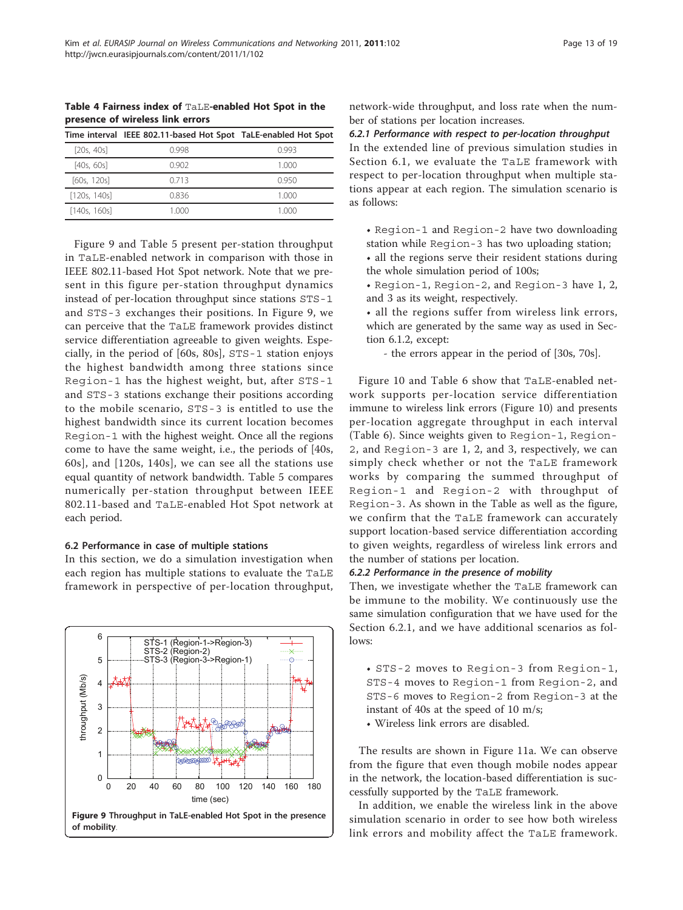**Table 4 Fairness index of TaLE-enabled Hot Spot in the presence of wireless link errors**

| Time interval | IEEE 802.11-based Hot Spot | TaLE-enabled Hot Spot |
|---|---|---|
| [20s, 40s] | 0.998 | 0.993 |
| [40s, 60s] | 0.902 | 1.000 |
| [60s, 120s] | 0.713 | 0.950 |
| [120s, 140s] | 0.836 | 1.000 |
| [140s, 160s] | 1.000 | 1.000 |

Figure 9 and Table 5 present per-station throughput in TaLE-enabled network in comparison with those in IEEE 802.11-based Hot Spot network. Note that we present in this figure per-station throughput dynamics instead of per-location throughput since stations STS-1 and STS-3 exchanges their positions. In Figure 9, we can perceive that the TaLE framework provides distinct service differentiation agreeable to given weights. Especially, in the period of [60s, 80s], STS-1 station enjoys the highest bandwidth among three stations since Region-1 has the highest weight, but, after STS-1 and STS-3 stations exchange their positions according to the mobile scenario, STS-3 is entitled to use the highest bandwidth since its current location becomes Region-1 with the highest weight. Once all the regions come to have the same weight, i.e., the periods of [40s, 60s], and [120s, 140s], we can see all the stations use equal quantity of network bandwidth. Table 5 compares numerically per-station throughput between IEEE 802.11-based and TaLE-enabled Hot Spot network at each period.

### 6.2 Performance in case of multiple stations

In this section, we do a simulation investigation when each region has multiple stations to evaluate the TaLE framework in perspective of per-location throughput,

**Figure 9 Throughput in TaLE-enabled Hot Spot in the presence of mobility**.

network-wide throughput, and loss rate when the number of stations per location increases.

#### 6.2.1 Performance with respect to per-location throughput

In the extended line of previous simulation studies in Section 6.1, we evaluate the TaLE framework with respect to per-location throughput when multiple stations appear at each region. The simulation scenario is as follows:

- Region-1 and Region-2 have two downloading station while Region-3 has two uploading station;
- all the regions serve their resident stations during the whole simulation period of 100s;
- Region-1, Region-2, and Region-3 have 1, 2, and 3 as its weight, respectively.
- all the regions suffer from wireless link errors, which are generated by the same way as used in Section 6.1.2, except:
  - the errors appear in the period of [30s, 70s].

Figure 10 and Table 6 show that TaLE-enabled network supports per-location service differentiation immune to wireless link errors (Figure 10) and presents per-location aggregate throughput in each interval (Table 6). Since weights given to Region-1, Region-2, and Region-3 are 1, 2, and 3, respectively, we can simply check whether or not the TaLE framework works by comparing the summed throughput of Region-1 and Region-2 with throughput of Region-3. As shown in the Table as well as the figure, we confirm that the TaLE framework can accurately support location-based service differentiation according to given weights, regardless of wireless link errors and the number of stations per location.

#### 6.2.2 Performance in the presence of mobility

Then, we investigate whether the TaLE framework can be immune to the mobility. We continuously use the same simulation configuration that we have used for the Section 6.2.1, and we have additional scenarios as follows:

- STS-2 moves to Region-3 from Region-1, STS-4 moves to Region-1 from Region-2, and STS-6 moves to Region-2 from Region-3 at the instant of 40s at the speed of 10 m/s;
- Wireless link errors are disabled.

The results are shown in Figure 11a. We can observe from the figure that even though mobile nodes appear in the network, the location-based differentiation is successfully supported by the TaLE framework.

In addition, we enable the wireless link in the above simulation scenario in order to see how both wireless link errors and mobility affect the TaLE framework.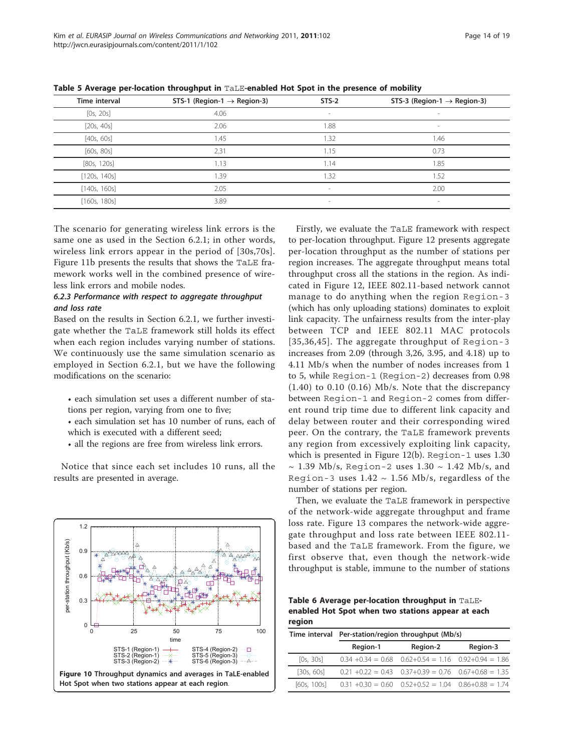**Table 5 Average per-location throughput in TaLE-enabled Hot Spot in the presence of mobility**

| Time interval | STS-1 (Region-1 → Region-3) | STS-2 | STS-3 (Region-1 → Region-3) |
|---|---|---|---|
| [0s, 20s] | 4.06 | - | - |
| [20s, 40s] | 2.06 | 1.88 | - |
| [40s, 60s] | 1.45 | 1.32 | 1.46 |
| [60s, 80s] | 2.31 | 1.15 | 0.73 |
| [80s, 120s] | 1.13 | 1.14 | 1.85 |
| [120s, 140s] | 1.39 | 1.32 | 1.52 |
| [140s, 160s] | 2.05 | - | 2.00 |
| [160s, 180s] | 3.89 | - | - |

The scenario for generating wireless link errors is the same one as used in the Section 6.2.1; in other words, wireless link errors appear in the period of [30s,70s]. Figure 11b presents the results that shows the TaLE framework works well in the combined presence of wireless link errors and mobile nodes.

#### 6.2.3 Performance with respect to aggregate throughput and loss rate

Based on the results in Section 6.2.1, we further investigate whether the TaLE framework still holds its effect when each region includes varying number of stations. We continuously use the same simulation scenario as employed in Section 6.2.1, but we have the following modifications on the scenario:

- each simulation set uses a different number of stations per region, varying from one to five;
- each simulation set has 10 number of runs, each of which is executed with a different seed;
- all the regions are free from wireless link errors.

Notice that since each set includes 10 runs, all the results are presented in average.

Figure 10 Throughput dynamics and averages in TaLE-enabled Hot Spot when two stations appear at each region.

Firstly, we evaluate the TaLE framework with respect to per-location throughput. Figure 12 presents aggregate per-location throughput as the number of stations per region increases. The aggregate throughput means total throughput cross all the stations in the region. As indicated in Figure 12, IEEE 802.11-based network cannot manage to do anything when the region Region-3 (which has only uploading stations) dominates to exploit link capacity. The unfairness results from the inter-play between TCP and IEEE 802.11 MAC protocols [35,36,45]. The aggregate throughput of Region-3 increases from 2.09 (through 3,26, 3.95, and 4.18) up to 4.11 Mb/s when the number of nodes increases from 1 to 5, while Region-1 (Region-2) decreases from 0.98 (1.40) to 0.10 (0.16) Mb/s. Note that the discrepancy between Region-1 and Region-2 comes from different round trip time due to different link capacity and delay between router and their corresponding wired peer. On the contrary, the TaLE framework prevents any region from excessively exploiting link capacity, which is presented in Figure 12(b). Region-1 uses 1.30 ~ 1.39 Mb/s, Region-2 uses 1.30 ~ 1.42 Mb/s, and Region-3 uses 1.42 ~ 1.56 Mb/s, regardless of the number of stations per region.

Then, we evaluate the TaLE framework in perspective of the network-wide aggregate throughput and frame loss rate. Figure 13 compares the network-wide aggregate throughput and loss rate between IEEE 802.11-based and the TaLE framework. From the figure, we first observe that, even though the network-wide throughput is stable, immune to the number of stations

**Table 6 Average per-location throughput in TaLE-enabled Hot Spot when two stations appear at each region**

| Time interval | Per-station/region throughput (Mb/s) | | |
|---|---|---|---|
| | Region-1 | Region-2 | Region-3 |
| [0s, 30s] | 0.34 +0.34 = 0.68 | 0.62+0.54 = 1.16 | 0.92+0.94 = 1.86 |
| [30s, 60s] | 0.21 +0.22 = 0.43 | 0.37+0.39 = 0.76 | 0.67+0.68 = 1.35 |
| [60s, 100s] | 0.31 +0.30 = 0.60 | 0.52+0.52 = 1.04 | 0.86+0.88 = 1.74 |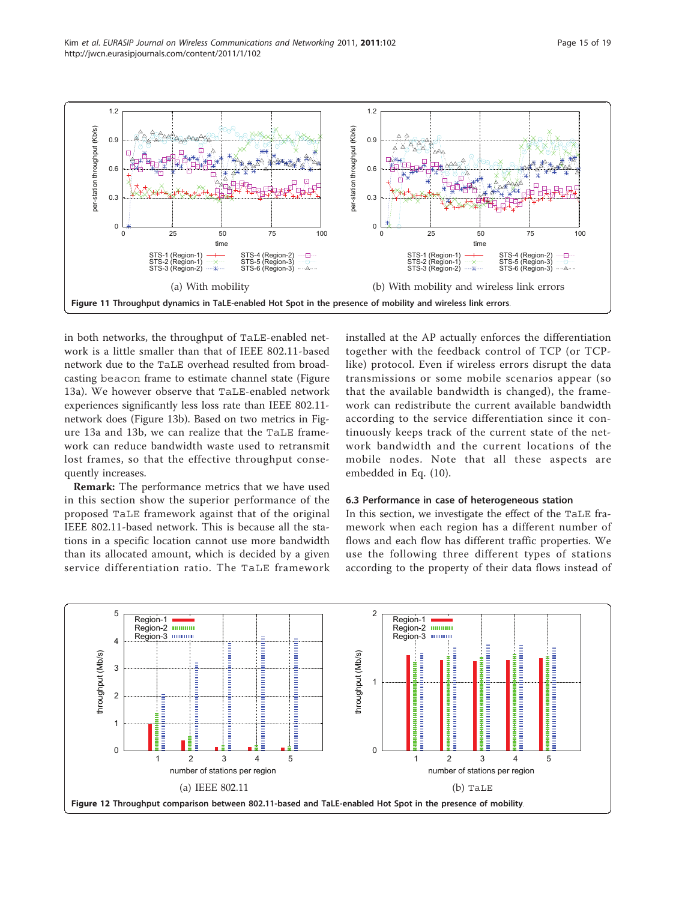Figure 11 Throughput dynamics in TaLE-enabled Hot Spot in the presence of mobility and wireless link errors.

(a) With mobility

(b) With mobility and wireless link errors

in both networks, the throughput of TaLE-enabled network is a little smaller than that of IEEE 802.11-based network due to the TaLE overhead resulted from broadcasting beacon frame to estimate channel state (Figure 13a). We however observe that TaLE-enabled network experiences significantly less loss rate than IEEE 802.11-network does (Figure 13b). Based on two metrics in Figure 13a and 13b, we can realize that the TaLE framework can reduce bandwidth waste used to retransmit lost frames, so that the effective throughput consequently increases.

**Remark:** The performance metrics that we have used in this section show the superior performance of the proposed TaLE framework against that of the original IEEE 802.11-based network. This is because all the stations in a specific location cannot use more bandwidth than its allocated amount, which is decided by a given service differentiation ratio. The TaLE framework installed at the AP actually enforces the differentiation together with the feedback control of TCP (or TCP-like) protocol. Even if wireless errors disrupt the data transmissions or some mobile scenarios appear (so that the available bandwidth is changed), the framework can redistribute the current available bandwidth according to the service differentiation since it continuously keeps track of the current state of the network bandwidth and the current locations of the mobile nodes. Note that all these aspects are embedded in Eq. (10).

### 6.3 Performance in case of heterogeneous station

In this section, we investigate the effect of the TaLE framework when each region has a different number of flows and each flow has different traffic properties. We use the following three different types of stations according to the property of their data flows instead of

Figure 12 Throughput comparison between 802.11-based and TaLE-enabled Hot Spot in the presence of mobility.

(a) IEEE 802.11

(b) TaLE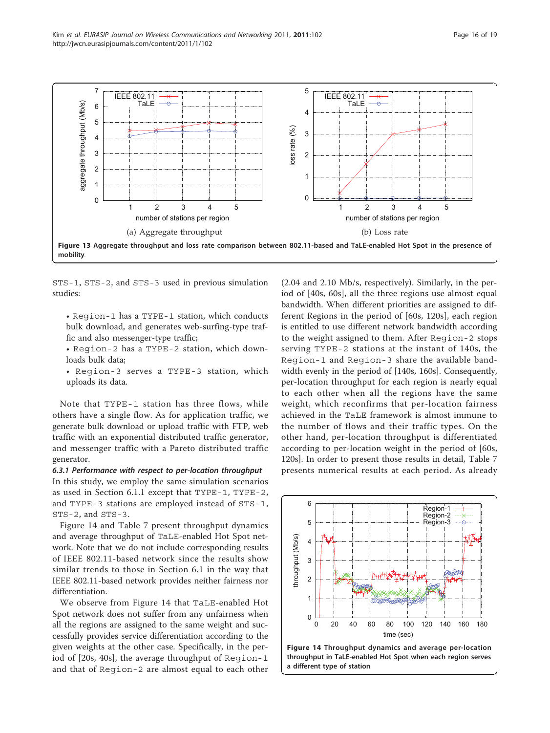Figure 13 Aggregate throughput and loss rate comparison between 802.11-based and TaLE-enabled Hot Spot in the presence of mobility.

STS-1, STS-2, and STS-3 used in previous simulation studies:

- Region-1 has a TYPE-1 station, which conducts bulk download, and generates web-surfing-type traffic and also messenger-type traffic;
- Region-2 has a TYPE-2 station, which downloads bulk data;
- Region-3 serves a TYPE-3 station, which uploads its data.

Note that TYPE-1 station has three flows, while others have a single flow. As for application traffic, we generate bulk download or upload traffic with FTP, web traffic with an exponential distributed traffic generator, and messenger traffic with a Pareto distributed traffic generator.

#### 6.3.1 Performance with respect to per-location throughput

In this study, we employ the same simulation scenarios as used in Section 6.1.1 except that TYPE-1, TYPE-2, and TYPE-3 stations are employed instead of STS-1, STS-2, and STS-3.

Figure 14 and Table 7 present throughput dynamics and average throughput of TaLE-enabled Hot Spot network. Note that we do not include corresponding results of IEEE 802.11-based network since the results show similar trends to those in Section 6.1 in the way that IEEE 802.11-based network provides neither fairness nor differentiation.

We observe from Figure 14 that TaLE-enabled Hot Spot network does not suffer from any unfairness when all the regions are assigned to the same weight and successfully provides service differentiation according to the given weights at the other case. Specifically, in the period of [20s, 40s], the average throughput of Region-1 and that of Region-2 are almost equal to each other (2.04 and 2.10 Mb/s, respectively). Similarly, in the period of [40s, 60s], all the three regions use almost equal bandwidth. When different priorities are assigned to different Regions in the period of [60s, 120s], each region is entitled to use different network bandwidth according to the weight assigned to them. After Region-2 stops serving TYPE-2 stations at the instant of 140s, the Region-1 and Region-3 share the available bandwidth evenly in the period of [140s, 160s]. Consequently, per-location throughput for each region is nearly equal to each other when all the regions have the same weight, which reconfirms that per-location fairness achieved in the TaLE framework is almost immune to the number of flows and their traffic types. On the other hand, per-location throughput is differentiated according to per-location weight in the period of [60s, 120s]. In order to present those results in detail, Table 7 presents numerical results at each period. As already

Figure 14 Throughput dynamics and average per-location throughput in TaLE-enabled Hot Spot when each region serves a different type of station.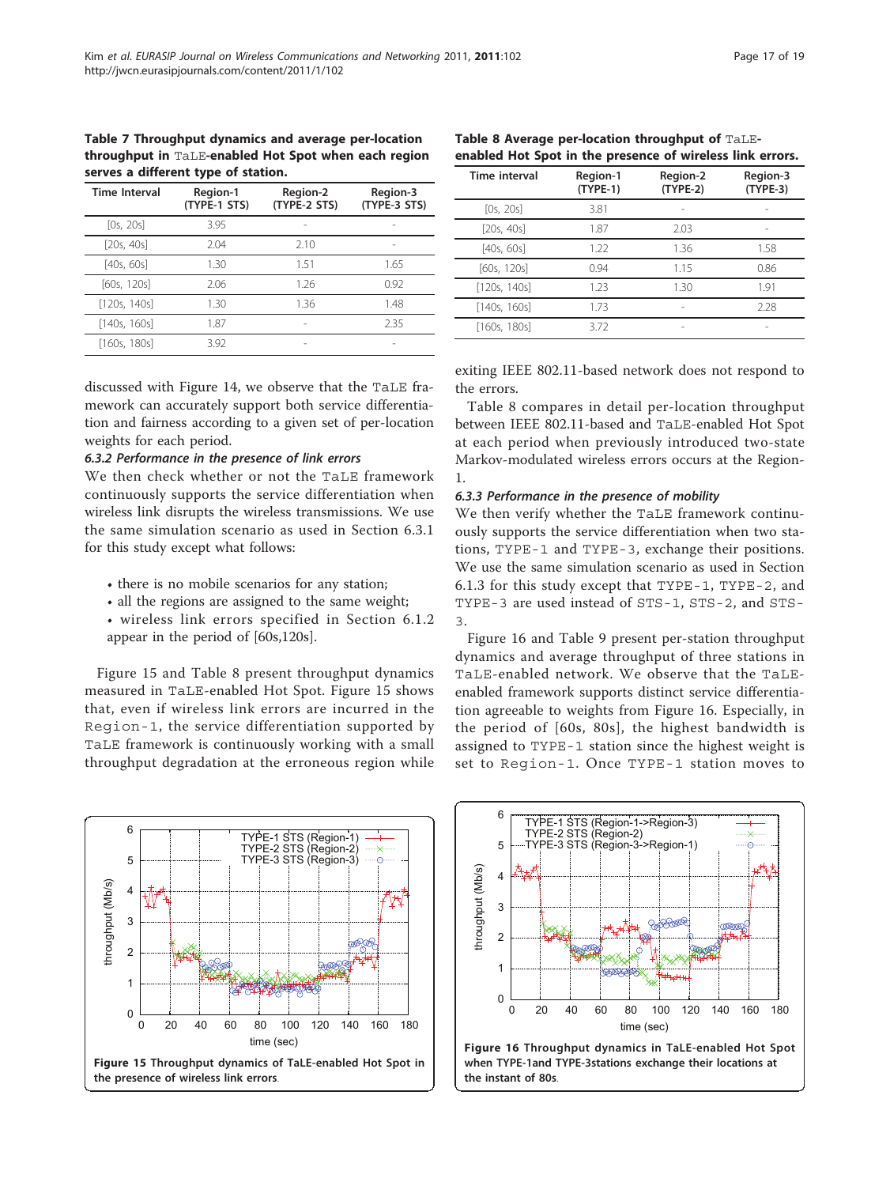**Table 7 Throughput dynamics and average per-location throughput in TaLE-enabled Hot Spot when each region serves a different type of station.**

| Time Interval | Region-1 (TYPE-1 STS) | Region-2 (TYPE-2 STS) | Region-3 (TYPE-3 STS) |
|---|---|---|---|
| [0s, 20s] | 3.95 | - | - |
| [20s, 40s] | 2.04 | 2.10 | - |
| [40s, 60s] | 1.30 | 1.51 | 1.65 |
| [60s, 120s] | 2.06 | 1.26 | 0.92 |
| [120s, 140s] | 1.30 | 1.36 | 1.48 |
| [140s, 160s] | 1.87 | - | 2.35 |
| [160s, 180s] | 3.92 | - | - |

discussed with Figure 14, we observe that the TaLE framework can accurately support both service differentiation and fairness according to a given set of per-location weights for each period.

### 6.3.2 Performance in the presence of link errors

We then check whether or not the TaLE framework continuously supports the service differentiation when wireless link disrupts the wireless transmissions. We use the same simulation scenario as used in Section 6.3.1 for this study except what follows:

- there is no mobile scenarios for any station;
- all the regions are assigned to the same weight;
- wireless link errors specified in Section 6.1.2 appear in the period of [60s,120s].

Figure 15 and Table 8 present throughput dynamics measured in TaLE-enabled Hot Spot. Figure 15 shows that, even if wireless link errors are incurred in the Region-1, the service differentiation supported by TaLE framework is continuously working with a small throughput degradation at the erroneous region while exiting IEEE 802.11-based network does not respond to the errors.

Table 8 compares in detail per-location throughput between IEEE 802.11-based and TaLE-enabled Hot Spot at each period when previously introduced two-state Markov-modulated wireless errors occurs at the Region-1.

**Table 8 Average per-location throughput of TaLE-enabled Hot Spot in the presence of wireless link errors.**

| Time interval | Region-1 (TYPE-1) | Region-2 (TYPE-2) | Region-3 (TYPE-3) |
|---|---|---|---|
| [0s, 20s] | 3.81 | - | - |
| [20s, 40s] | 1.87 | 2.03 | - |
| [40s, 60s] | 1.22 | 1.36 | 1.58 |
| [60s, 120s] | 0.94 | 1.15 | 0.86 |
| [120s, 140s] | 1.23 | 1.30 | 1.91 |
| [140s, 160s] | 1.73 | - | 2.28 |
| [160s, 180s] | 3.72 | - | - |

### 6.3.3 Performance in the presence of mobility

We then verify whether the TaLE framework continuously supports the service differentiation when two stations, TYPE-1 and TYPE-3, exchange their positions. We use the same simulation scenario as used in Section 6.1.3 for this study except that TYPE-1, TYPE-2, and TYPE-3 are used instead of STS-1, STS-2, and STS-3.

Figure 16 and Table 9 present per-station throughput dynamics and average throughput of three stations in TaLE-enabled network. We observe that the TaLE-enabled network supports distinct service differentiation agreeable to weights from Figure 16. Especially, in the period of [60s, 80s], the highest bandwidth is assigned to TYPE-1 station since the highest weight is set to Region-1. Once TYPE-1 station moves to

**Figure 15** Throughput dynamics of TaLE-enabled Hot Spot in the presence of wireless link errors.

**Figure 16** Throughput dynamics in TaLE-enabled Hot Spot when TYPE-1and TYPE-3stations exchange their locations at the instant of 80s.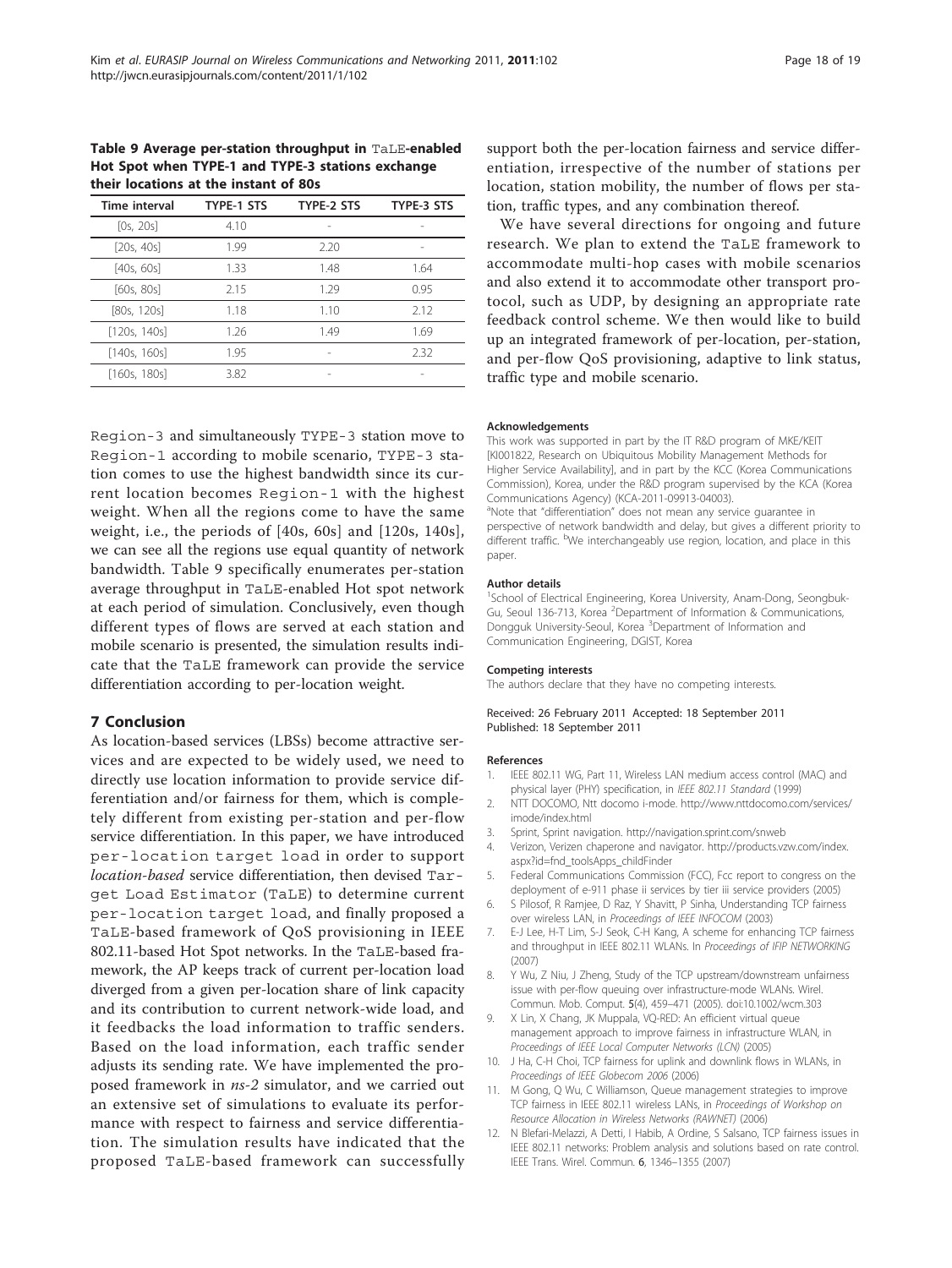**Table 9 Average per-station throughput in TaLE-enabled Hot Spot when TYPE-1 and TYPE-3 stations exchange their locations at the instant of 80s**

| Time interval | TYPE-1 STS | TYPE-2 STS | TYPE-3 STS |
|---|---|---|---|
| [0s, 20s] | 4.10 | - | - |
| [20s, 40s] | 1.99 | 2.20 | - |
| [40s, 60s] | 1.33 | 1.48 | 1.64 |
| [60s, 80s] | 2.15 | 1.29 | 0.95 |
| [80s, 120s] | 1.18 | 1.10 | 2.12 |
| [120s, 140s] | 1.26 | 1.49 | 1.69 |
| [140s, 160s] | 1.95 | - | 2.32 |
| [160s, 180s] | 3.82 | - | - |

Region-3 and simultaneously TYPE-3 station move to Region-1 according to mobile scenario, TYPE-3 station comes to use the highest bandwidth since its current location becomes Region-1 with the highest weight. When all the regions come to have the same weight, i.e., the periods of [40s, 60s] and [120s, 140s], we can see all the regions use equal quantity of network bandwidth. Table 9 specifically enumerates per-station average throughput in TaLE-enabled Hot spot network at each period of simulation. Conclusively, even though different types of flows are served at each station and mobile scenario is presented, the simulation results indicate that the TaLE framework can provide the service differentiation according to per-location weight.

## 7 Conclusion

As location-based services (LBSs) become attractive services and are expected to be widely used, we need to directly use location information to provide service differentiation and/or fairness for them, which is completely different from existing per-station and per-flow service differentiation. In this paper, we have introduced per-location target load in order to support *location-based* service differentiation, then devised Target Load Estimator (TaLE) to determine current per-location target load, and finally proposed a TaLE-based framework of QoS provisioning in IEEE 802.11-based Hot Spot networks. In the TaLE-based framework, the AP keeps track of current per-location load diverged from a given per-location share of link capacity and its contribution to current network-wide load, and it feedbacks the load information to traffic senders. Based on the load information, each traffic sender adjusts its sending rate. We have implemented the proposed framework in *ns-2* simulator, and we carried out an extensive set of simulations to evaluate its performance with respect to fairness and service differentiation. The simulation results have indicated that the proposed TaLE-based framework can successfully support both the per-location fairness and service differentiation, irrespective of the number of stations per location, station mobility, the number of flows per station, traffic types, and any combination thereof.

We have several directions for ongoing and future research. We plan to extend the TaLE framework to accommodate multi-hop cases with mobile scenarios and also extend it to accommodate other transport protocol, such as UDP, by designing an appropriate rate feedback control scheme. We then would like to build up an integrated framework of per-location, per-station, and per-flow QoS provisioning, adaptive to link status, traffic type and mobile scenario.

#### Acknowledgements

This work was supported in part by the IT R&D program of MKE/KEIT [KI001822, Research on Ubiquitous Mobility Management Methods for Higher Service Availability], and in part by the KCC (Korea Communications Commission), Korea, under the R&D program supervised by the KCA (Korea Communications Agency) (KCA-2011-09913-04003).

[a]Note that "differentiation" does not mean any service guarantee in perspective of network bandwidth and delay, but gives a different priority to different traffic. [b]We interchangeably use region, location, and place in this paper.

#### Author details

[1]School of Electrical Engineering, Korea University, Anam-Dong, Seongbuk-Gu, Seoul 136-713, Korea [2]Department of Information & Communications, Dongguk University-Seoul, Korea [3]Department of Information and Communication Engineering, DGIST, Korea

#### Competing interests

The authors declare that they have no competing interests.

Received: 26 February 2011 Accepted: 18 September 2011
Published: 18 September 2011

#### References

1. IEEE 802.11 WG, Part 11, Wireless LAN medium access control (MAC) and physical layer (PHY) specification, in *IEEE 802.11 Standard* (1999)
2. NTT DOCOMO, Ntt docomo i-mode. http://www.nttdocomo.com/services/imode/index.html
3. Sprint, Sprint navigation. http://navigation.sprint.com/snweb
4. Verizon, Verizen chaperone and navigator. http://products.vzw.com/index.aspx?id=fnd_toolsApps_childFinder
5. Federal Communications Commission (FCC), Fcc report to congress on the deployment of e-911 phase ii services by tier iii service providers (2005)
6. S Pilosof, R Ramjee, D Raz, Y Shavitt, P Sinha, Understanding TCP fairness over wireless LAN, in *Proceedings of IEEE INFOCOM* (2003)
7. E-J Lee, H-T Lim, S-J Seok, C-H Kang, A scheme for enhancing TCP fairness and throughput in IEEE 802.11 WLANs. In *Proceedings of IFIP NETWORKING* (2007)
8. Y Wu, Z Niu, J Zheng, Study of the TCP upstream/downstream unfairness issue with per-flow queuing over infrastructure-mode WLANs. Wirel. Commun. Mob. Comput. **5**(4), 459–471 (2005). doi:10.1002/wcm.303
9. X Lin, X Chang, JK Muppala, VQ-RED: An efficient virtual queue management approach to improve fairness in infrastructure WLAN, in *Proceedings of IEEE Local Computer Networks (LCN)* (2005)
10. J Ha, C-H Choi, TCP fairness for uplink and downlink flows in WLANs, in *Proceedings of IEEE Globecom 2006* (2006)
11. M Gong, Q Wu, C Williamson, Queue management strategies to improve TCP fairness in IEEE 802.11 wireless LANs, in *Proceedings of Workshop on Resource Allocation in Wireless Networks (RAWNET)* (2006)
12. N Blefari-Melazzi, A Detti, I Habib, A Ordine, S Salsano, TCP fairness issues in IEEE 802.11 networks: Problem analysis and solutions based on rate control. IEEE Trans. Wirel. Commun. **6**, 1346–1355 (2007)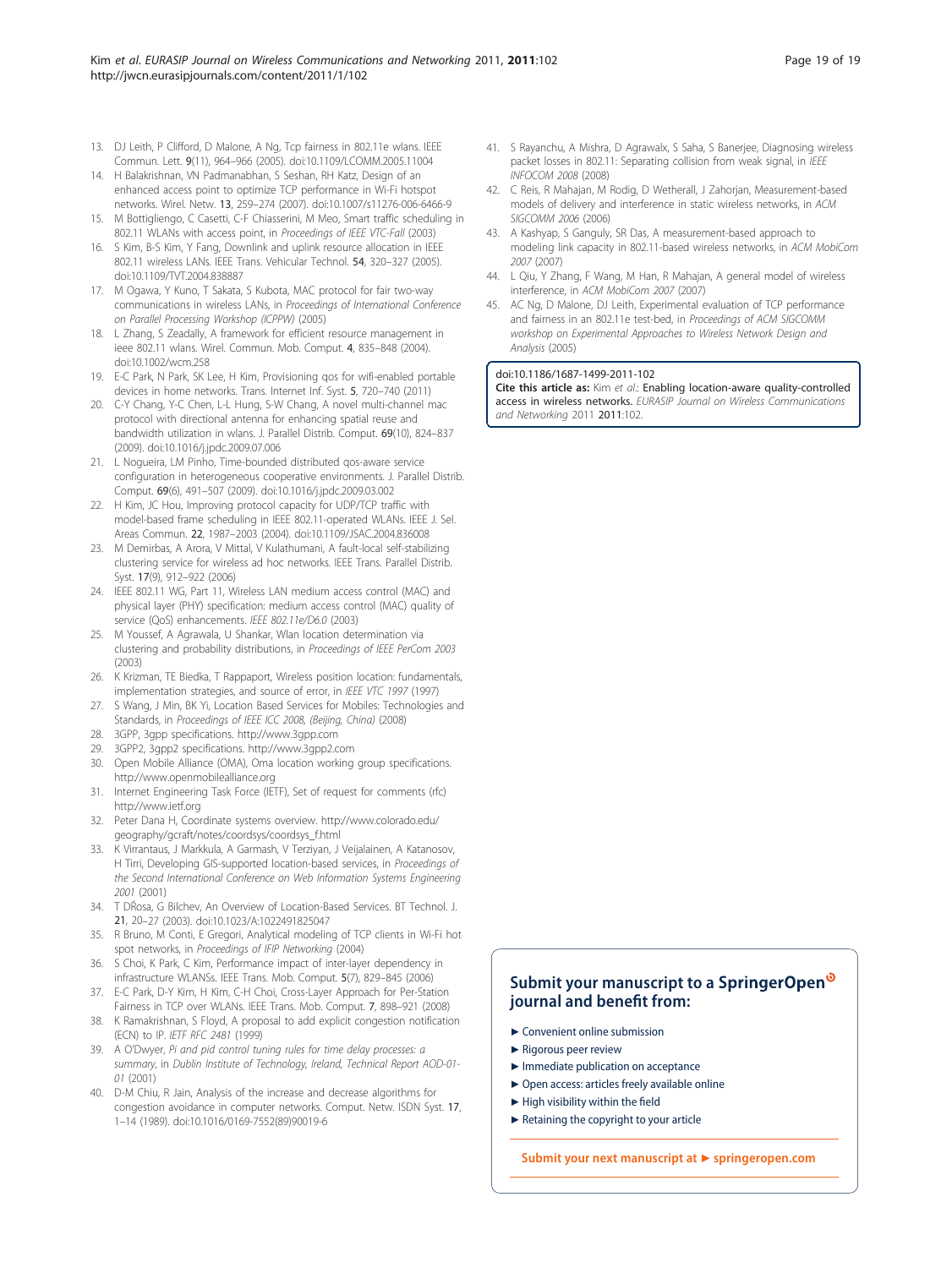13. DJ Leith, P Clifford, D Malone, A Ng, Tcp fairness in 802.11e wlans. IEEE Commun. Lett. **9**(11), 964–966 (2005). doi:10.1109/LCOMM.2005.11004
14. H Balakrishnan, VN Padmanabhan, S Seshan, RH Katz, Design of an enhanced access point to optimize TCP performance in Wi-Fi hotspot networks. Wirel. Netw. **13**, 259–274 (2007). doi:10.1007/s11276-006-6466-9
15. M Bottigliengo, C Casetti, C-F Chiasserini, M Meo, Smart traffic scheduling in 802.11 WLANs with access point, in *Proceedings of IEEE VTC-Fall* (2003)
16. S Kim, B-S Kim, Y Fang, Downlink and uplink resource allocation in IEEE 802.11 wireless LANs. IEEE Trans. Vehicular Technol. **54**, 320–327 (2005). doi:10.1109/TVT.2004.838887
17. M Ogawa, Y Kuno, T Sakata, S Kubota, MAC protocol for fair two-way communications in wireless LANs, in *Proceedings of International Conference on Parallel Processing Workshop (ICPPW)* (2005)
18. L Zhang, S Zeadally, A framework for efficient resource management in ieee 802.11 wlans. Wirel. Commun. Mob. Comput. **4**, 835–848 (2004). doi:10.1002/wcm.258
19. E-C Park, N Park, SK Lee, H Kim, Provisioning qos for wifi-enabled portable devices in home networks. Trans. Internet Inf. Syst. **5**, 720–740 (2011)
20. C-Y Chang, Y-C Chen, L-L Hung, S-W Chang, A novel multi-channel mac protocol with directional antenna for enhancing spatial reuse and bandwidth utilization in wlans. J. Parallel Distrib. Comput. **69**(10), 824–837 (2009). doi:10.1016/j.jpdc.2009.07.006
21. L Nogueira, LM Pinho, Time-bounded distributed qos-aware service configuration in heterogeneous cooperative environments. J. Parallel Distrib. Comput. **69**(6), 491–507 (2009). doi:10.1016/j.jpdc.2009.03.002
22. H Kim, JC Hou, Improving protocol capacity for UDP/TCP traffic with model-based frame scheduling in IEEE 802.11-operated WLANs. IEEE J. Sel. Areas Commun. **22**, 1987–2003 (2004). doi:10.1109/JSAC.2004.836008
23. M Demirbas, A Arora, V Mittal, V Kulathumani, A fault-local self-stabilizing clustering service for wireless ad hoc networks. IEEE Trans. Parallel Distrib. Syst. **17**(9), 912–922 (2006)
24. IEEE 802.11 WG, Part 11, Wireless LAN medium access control (MAC) and physical layer (PHY) specification: medium access control (MAC) quality of service (QoS) enhancements. *IEEE 802.11e/D6.0* (2003)
25. M Youssef, A Agrawala, U Shankar, Wlan location determination via clustering and probability distributions, in *Proceedings of IEEE PerCom 2003* (2003)
26. K Krizman, TE Biedka, T Rappaport, Wireless position location: fundamentals, implementation strategies, and source of error, in *IEEE VTC 1997* (1997)
27. S Wang, J Min, BK Yi, Location Based Services for Mobiles: Technologies and Standards, in *Proceedings of IEEE ICC 2008, (Beijing, China)* (2008)
28. 3GPP, 3gpp specifications. http://www.3gpp.com
29. 3GPP2, 3gpp2 specifications. http://www.3gpp2.com
30. Open Mobile Alliance (OMA), Oma location working group specifications. http://www.openmobilealliance.org
31. Internet Engineering Task Force (IETF), Set of request for comments (rfc) http://www.ietf.org
32. Peter Dana H, Coordinate systems overview. http://www.colorado.edu/geography/gcraft/notes/coordsys/coordsys_f.html
33. K Virrantaus, J Markkula, A Garmash, V Terziyan, J Veijalainen, A Katanosov, H Tirri, Developing GIS-supported location-based services, in *Proceedings of the Second International Conference on Web Information Systems Engineering 2001* (2001)
34. T DŘosa, G Bilchev, An Overview of Location-Based Services. BT Technol. J. **21**, 20–27 (2003). doi:10.1023/A:1022491825047
35. R Bruno, M Conti, E Gregori, Analytical modeling of TCP clients in Wi-Fi hot spot networks, in *Proceedings of IFIP Networking* (2004)
36. S Choi, K Park, C Kim, Performance impact of inter-layer dependency in infrastructure WLANSs. IEEE Trans. Mob. Comput. **5**(7), 829–845 (2006)
37. E-C Park, D-Y Kim, H Kim, C-H Choi, Cross-Layer Approach for Per-Station Fairness in TCP over WLANs. IEEE Trans. Mob. Comput. **7**, 898–921 (2008)
38. K Ramakrishnan, S Floyd, A proposal to add explicit congestion notification (ECN) to IP. *IETF RFC 2481* (1999)
39. A O'Dwyer, *Pi and pid control tuning rules for time delay processes: a summary*, in *Dublin Institute of Technology, Ireland, Technical Report AOD-01-01* (2001)
40. D-M Chiu, R Jain, Analysis of the increase and decrease algorithms for congestion avoidance in computer networks. Comput. Netw. ISDN Syst. **17**, 1–14 (1989). doi:10.1016/0169-7552(89)90019-6
41. S Rayanchu, A Mishra, D Agrawalx, S Saha, S Banerjee, Diagnosing wireless packet losses in 802.11: Separating collision from weak signal, in *IEEE INFOCOM 2008* (2008)
42. C Reis, R Mahajan, M Rodig, D Wetherall, J Zahorjan, Measurement-based models of delivery and interference in static wireless networks, in *ACM SIGCOMM 2006* (2006)
43. A Kashyap, S Ganguly, SR Das, A measurement-based approach to modeling link capacity in 802.11-based wireless networks, in *ACM MobiCom 2007* (2007)
44. L Qiu, Y Zhang, F Wang, M Han, R Mahajan, A general model of wireless interference, in *ACM MobiCom 2007* (2007)
45. AC Ng, D Malone, DJ Leith, Experimental evaluation of TCP performance and fairness in an 802.11e test-bed, in *Proceedings of ACM SIGCOMM workshop on Experimental Approaches to Wireless Network Design and Analysis* (2005)

doi:10.1186/1687-1499-2011-102
**Cite this article as:** Kim *et al.*: Enabling location-aware quality-controlled access in wireless networks. *EURASIP Journal on Wireless Communications and Networking* 2011 **2011**:102.

**Submit your manuscript to a SpringerOpen journal and benefit from:**

- ► Convenient online submission
- ► Rigorous peer review
- ► Immediate publication on acceptance
- ► Open access: articles freely available online
- ► High visibility within the field
- ► Retaining the copyright to your article

**Submit your next manuscript at ► springeropen.com**